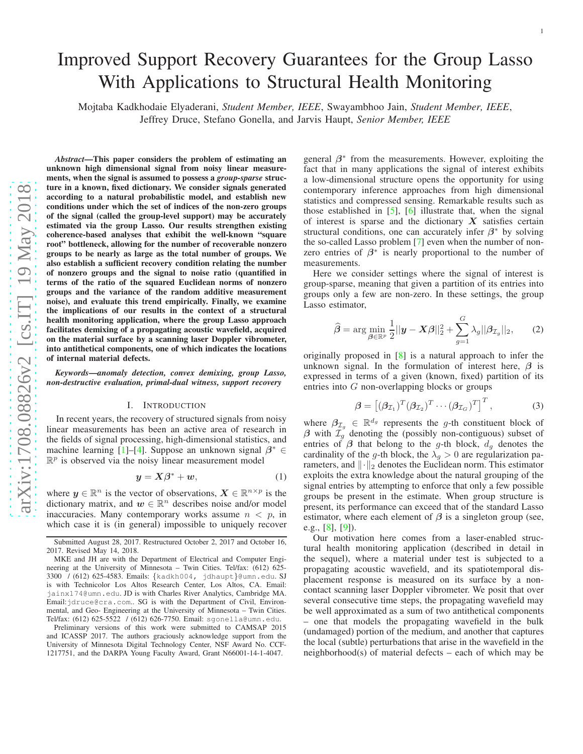# Improved Support Recovery Guarantees for the Group Lasso With Applications to Structural Health Monitoring

Mojtaba Kadkhodaie Elyaderani, *Student Member, IEEE*, Swayambhoo Jain, *Student Member, IEEE*, Jeffrey Druce, Stefano Gonella, and Jarvis Haupt, *Senior Member, IEEE*

***Abstract*—This paper considers the problem of estimating an unknown high dimensional signal from noisy linear measurements, when the signal is assumed to possess a *group-sparse* structure in a known, fixed dictionary. We consider signals generated according to a natural probabilistic model, and establish new conditions under which the set of indices of the non-zero groups of the signal (called the group-level support) may be accurately estimated via the group Lasso. Our results strengthen existing coherence-based analyses that exhibit the well-known "square root" bottleneck, allowing for the number of recoverable nonzero groups to be nearly as large as the total number of groups. We also establish a sufficient recovery condition relating the number of nonzero groups and the signal to noise ratio (quantified in terms of the ratio of the squared Euclidean norms of nonzero groups and the variance of the random additive measurement noise), and evaluate this trend empirically. Finally, we examine the implications of our results in the context of a structural health monitoring application, where the group Lasso approach facilitates demixing of a propagating acoustic wavefield, acquired on the material surface by a scanning laser Doppler vibrometer, into antithetical components, one of which indicates the locations of internal material defects.**

***Keywords*—anomaly detection, convex demixing, group Lasso, non-destructive evaluation, primal-dual witness, support recovery**

## I. Introduction

In recent years, the recovery of structured signals from noisy linear measurements has been an active area of research in the fields of signal processing, high-dimensional statistics, and machine learning [1]–[4]. Suppose an unknown signal $\boldsymbol{\beta}^* \in \mathbb{R}^p$ is observed via the noisy linear measurement model

$$\boldsymbol{y} = \boldsymbol{X}\boldsymbol{\beta}^* + \boldsymbol{w}, \tag{1}$$

where $\boldsymbol{y} \in \mathbb{R}^n$ is the vector of observations, $\boldsymbol{X} \in \mathbb{R}^{n \times p}$ is the dictionary matrix, and $\boldsymbol{w} \in \mathbb{R}^n$ describes noise and/or model inaccuracies. Many contemporary works assume $n < p$, in which case it is (in general) impossible to uniquely recover general $\boldsymbol{\beta}^*$ from the measurements. However, exploiting the fact that in many applications the signal of interest exhibits a low-dimensional structure opens the opportunity for using contemporary inference approaches from high dimensional statistics and compressed sensing. Remarkable results such as those established in [5], [6] illustrate that, when the signal of interest is sparse and the dictionary $\boldsymbol{X}$ satisfies certain structural conditions, one can accurately infer $\boldsymbol{\beta}^*$ by solving the so-called Lasso problem [7] even when the number of nonzero entries of $\boldsymbol{\beta}^*$ is nearly proportional to the number of measurements.

Here we consider settings where the signal of interest is group-sparse, meaning that given a partition of its entries into groups only a few are non-zero. In these settings, the group Lasso estimator,

$$\widehat{\boldsymbol{\beta}} = \arg\min_{\boldsymbol{\beta} \in \mathbb{R}^p} \frac{1}{2}||\boldsymbol{y} - \boldsymbol{X}\boldsymbol{\beta}||_2^2 + \sum_{g=1}^{G} \lambda_g ||\boldsymbol{\beta}_{\mathcal{I}_g}||_2, \tag{2}$$

originally proposed in [8] is a natural approach to infer the unknown signal. In the formulation of interest here, $\boldsymbol{\beta}$ is expressed in terms of a given (known, fixed) partition of its entries into $G$ non-overlapping blocks or groups

$$\boldsymbol{\beta} = \left[(\boldsymbol{\beta}_{\mathcal{I}_1})^T (\boldsymbol{\beta}_{\mathcal{I}_2})^T \cdots (\boldsymbol{\beta}_{\mathcal{I}_G})^T\right]^T, \tag{3}$$

where $\boldsymbol{\beta}_{\mathcal{I}_g} \in \mathbb{R}^{d_g}$ represents the $g$-th constituent block of $\boldsymbol{\beta}$ with $\mathcal{I}_g$ denoting the (possibly non-contiguous) subset of entries of $\boldsymbol{\beta}$ that belong to the $g$-th block, $d_g$ denotes the cardinality of the $g$-th block, the $\lambda_g > 0$ are regularization parameters, and $\|\cdot\|_2$ denotes the Euclidean norm. This estimator exploits the extra knowledge about the natural grouping of the signal entries by attempting to enforce that only a few possible groups be present in the estimate. When group structure is present, its performance can exceed that of the standard Lasso estimator, where each element of $\boldsymbol{\beta}$ is a singleton group (see, e.g., [8], [9]).

Our motivation here comes from a laser-enabled structural health monitoring application (described in detail in the sequel), where a material under test is subjected to a propagating acoustic wavefield, and its spatiotemporal displacement response is measured on its surface by a non-contact scanning laser Doppler vibrometer. We posit that over several consecutive time steps, the propagating wavefield may be well approximated as a sum of two antithetical components – one that models the propagating wavefield in the bulk (undamaged) portion of the medium, and another that captures the local (subtle) perturbations that arise in the wavefield in the neighborhood(s) of material defects – each of which may be

---

Submitted August 28, 2017. Restructured October 2, 2017 and October 16, 2017. Revised May 14, 2018.

MKE and JH are with the Department of Electrical and Computer Engineering at the University of Minnesota – Twin Cities. Tel/fax: (612) 625-3300 / (612) 625-4583. Emails: {kadkh004, jdhaupt}@umn.edu. SJ is with Technicolor Los Altos Research Center, Los Altos, CA. Email: jainx174@umn.edu. JD is with Charles River Analytics, Cambridge MA. Email:jdruce@cra.com.. SG is with the Department of Civil, Environmental, and Geo- Engineering at the University of Minnesota – Twin Cities. Tel/fax: (612) 625-5522 / (612) 626-7750. Email: sgonella@umn.edu.

Preliminary versions of this work were submitted to CAMSAP 2015 and ICASSP 2017. The authors graciously acknowledge support from the University of Minnesota Digital Technology Center, NSF Award No. CCF-1217751, and the DARPA Young Faculty Award, Grant N66001-14-1-4047.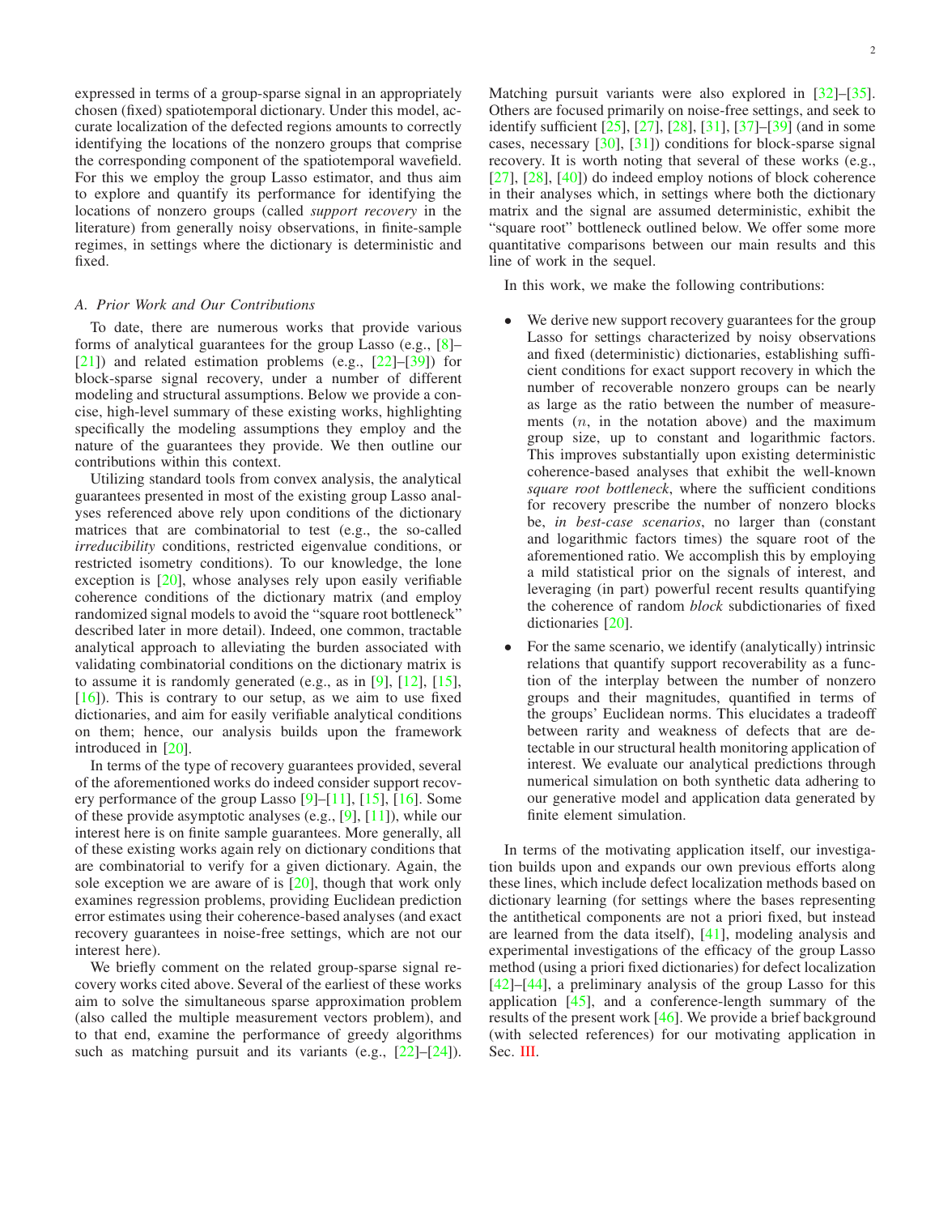expressed in terms of a group-sparse signal in an appropriately chosen (fixed) spatiotemporal dictionary. Under this model, accurate localization of the defected regions amounts to correctly identifying the locations of the nonzero groups that comprise the corresponding component of the spatiotemporal wavefield. For this we employ the group Lasso estimator, and thus aim to explore and quantify its performance for identifying the locations of nonzero groups (called *support recovery* in the literature) from generally noisy observations, in finite-sample regimes, in settings where the dictionary is deterministic and fixed.

### A. Prior Work and Our Contributions

To date, there are numerous works that provide various forms of analytical guarantees for the group Lasso (e.g., [8]–[21]) and related estimation problems (e.g., [22]–[39]) for block-sparse signal recovery, under a number of different modeling and structural assumptions. Below we provide a concise, high-level summary of these existing works, highlighting specifically the modeling assumptions they employ and the nature of the guarantees they provide. We then outline our contributions within this context.

Utilizing standard tools from convex analysis, the analytical guarantees presented in most of the existing group Lasso analyses referenced above rely upon conditions of the dictionary matrices that are combinatorial to test (e.g., the so-called *irreducibility* conditions, restricted eigenvalue conditions, or restricted isometry conditions). To our knowledge, the lone exception is [20], whose analyses rely upon easily verifiable coherence conditions of the dictionary matrix (and employ randomized signal models to avoid the "square root bottleneck" described later in more detail). Indeed, one common, tractable analytical approach to alleviating the burden associated with validating combinatorial conditions on the dictionary matrix is to assume it is randomly generated (e.g., as in [9], [12], [15], [16]). This is contrary to our setup, as we aim to use fixed dictionaries, and aim for easily verifiable analytical conditions on them; hence, our analysis builds upon the framework introduced in [20].

In terms of the type of recovery guarantees provided, several of the aforementioned works do indeed consider support recovery performance of the group Lasso [9]–[11], [15], [16]. Some of these provide asymptotic analyses (e.g., [9], [11]), while our interest here is on finite sample guarantees. More generally, all of these existing works again rely on dictionary conditions that are combinatorial to verify for a given dictionary. Again, the sole exception we are aware of is [20], though that work only examines regression problems, providing Euclidean prediction error estimates using their coherence-based analyses (and exact recovery guarantees in noise-free settings, which are not our interest here).

We briefly comment on the related group-sparse signal recovery works cited above. Several of the earliest of these works aim to solve the simultaneous sparse approximation problem (also called the multiple measurement vectors problem), and to that end, examine the performance of greedy algorithms such as matching pursuit and its variants (e.g., [22]–[24]). Matching pursuit variants were also explored in [32]–[35]. Others are focused primarily on noise-free settings, and seek to identify sufficient [25], [27], [28], [31], [37]–[39] (and in some cases, necessary [30], [31]) conditions for block-sparse signal recovery. It is worth noting that several of these works (e.g., [27], [28], [40]) do indeed employ notions of block coherence in their analyses which, in settings where both the dictionary matrix and the signal are assumed deterministic, exhibit the "square root" bottleneck outlined below. We offer some more quantitative comparisons between our main results and this line of work in the sequel.

In this work, we make the following contributions:

- We derive new support recovery guarantees for the group Lasso for settings characterized by noisy observations and fixed (deterministic) dictionaries, establishing sufficient conditions for exact support recovery in which the number of recoverable nonzero groups can be nearly as large as the ratio between the number of measurements ($n$, in the notation above) and the maximum group size, up to constant and logarithmic factors. This improves substantially upon existing deterministic coherence-based analyses that exhibit the well-known *square root bottleneck*, where the sufficient conditions for recovery prescribe the number of nonzero blocks be, *in best-case scenarios*, no larger than (constant and logarithmic factors times) the square root of the aforementioned ratio. We accomplish this by employing a mild statistical prior on the signals of interest, and leveraging (in part) powerful recent results quantifying the coherence of random *block* subdictionaries of fixed dictionaries [20].
- For the same scenario, we identify (analytically) intrinsic relations that quantify support recoverability as a function of the interplay between the number of nonzero groups and their magnitudes, quantified in terms of the groups' Euclidean norms. This elucidates a tradeoff between rarity and weakness of defects that are detectable in our structural health monitoring application of interest. We evaluate our analytical predictions through numerical simulation on both synthetic data adhering to our generative model and application data generated by finite element simulation.

In terms of the motivating application itself, our investigation builds upon and expands our own previous efforts along these lines, which include defect localization methods based on dictionary learning (for settings where the bases representing the antithetical components are not a priori fixed, but instead are learned from the data itself), [41], modeling analysis and experimental investigations of the efficacy of the group Lasso method (using a priori fixed dictionaries) for defect localization [42]–[44], a preliminary analysis of the group Lasso for this application [45], and a conference-length summary of the results of the present work [46]. We provide a brief background (with selected references) for our motivating application in Sec. III.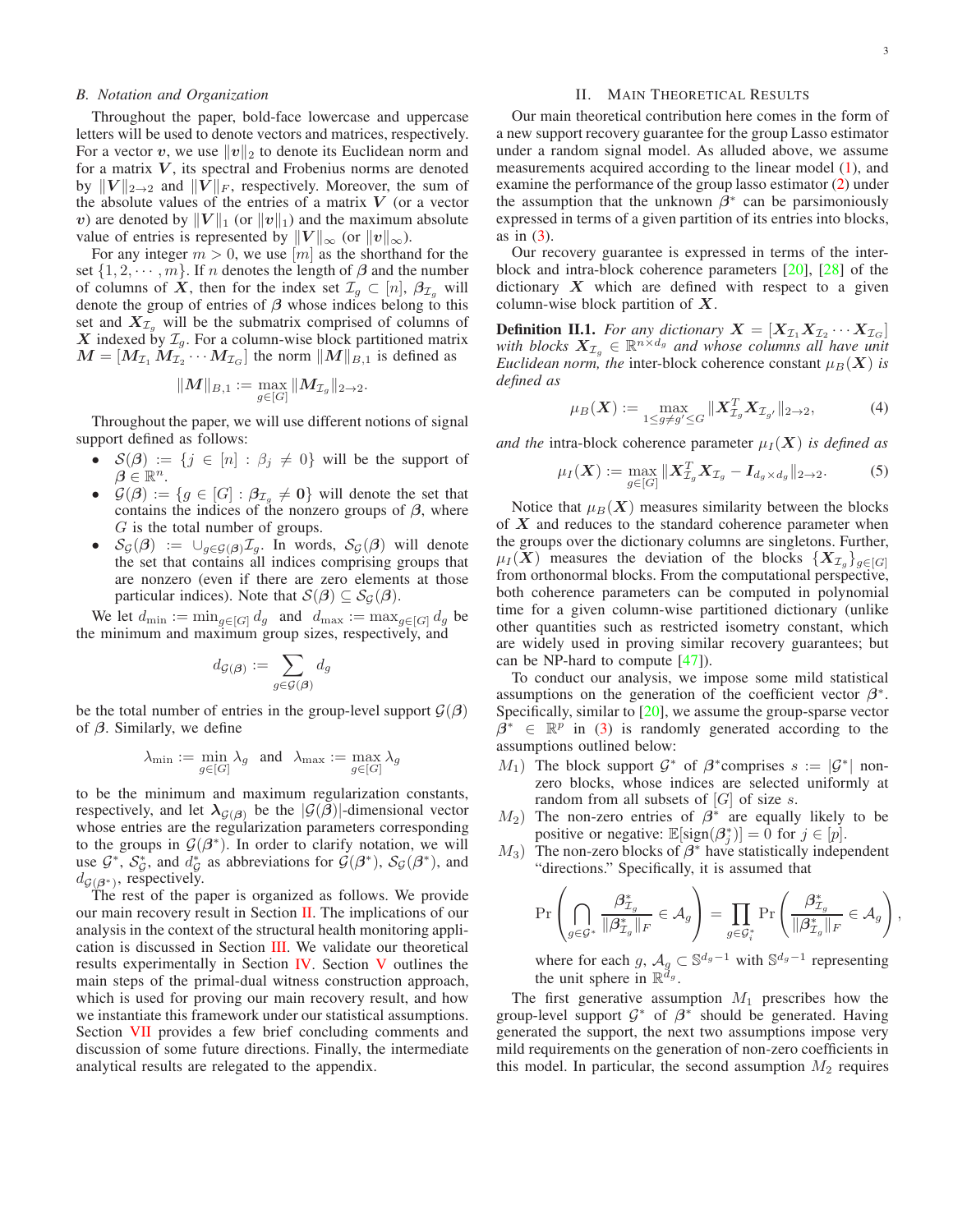### B. Notation and Organization

Throughout the paper, bold-face lowercase and uppercase letters will be used to denote vectors and matrices, respectively. For a vector $\boldsymbol{v}$, we use $\|\boldsymbol{v}\|_2$ to denote its Euclidean norm and for a matrix $\boldsymbol{V}$, its spectral and Frobenius norms are denoted by $\|\boldsymbol{V}\|_{2\to 2}$ and $\|\boldsymbol{V}\|_F$, respectively. Moreover, the sum of the absolute values of the entries of a matrix $\boldsymbol{V}$ (or a vector $\boldsymbol{v}$) are denoted by $\|\boldsymbol{V}\|_1$ (or $\|\boldsymbol{v}\|_1$) and the maximum absolute value of entries is represented by $\|\boldsymbol{V}\|_\infty$ (or $\|\boldsymbol{v}\|_\infty$).

For any integer $m > 0$, we use $[m]$ as the shorthand for the set $\{1, 2, \cdots, m\}$. If $n$ denotes the length of $\boldsymbol{\beta}$ and the number of columns of $\boldsymbol{X}$, then for the index set $\mathcal{I}_g \subset [n]$, $\boldsymbol{\beta}_{\mathcal{I}_g}$ will denote the group of entries of $\boldsymbol{\beta}$ whose indices belong to this set and $\boldsymbol{X}_{\mathcal{I}_g}$ will be the submatrix comprised of columns of $\boldsymbol{X}$ indexed by $\mathcal{I}_g$. For a column-wise block partitioned matrix $\boldsymbol{M} = [\boldsymbol{M}_{\mathcal{I}_1} \boldsymbol{M}_{\mathcal{I}_2} \cdots \boldsymbol{M}_{\mathcal{I}_G}]$ the norm $\|\boldsymbol{M}\|_{B,1}$ is defined as

$$\|\boldsymbol{M}\|_{B,1} := \max_{g\in[G]} \|\boldsymbol{M}_{\mathcal{I}_g}\|_{2\to 2}.$$

Throughout the paper, we will use different notions of signal support defined as follows:

- $\mathcal{S}(\boldsymbol{\beta}) := \{j \in [n] : \beta_j \neq 0\}$ will be the support of $\boldsymbol{\beta} \in \mathbb{R}^n$.
- $\mathcal{G}(\boldsymbol{\beta}) := \{g \in [G] : \boldsymbol{\beta}_{\mathcal{I}_g} \neq \boldsymbol{0}\}$ will denote the set that contains the indices of the nonzero groups of $\boldsymbol{\beta}$, where $G$ is the total number of groups.
- $\mathcal{S}_{\mathcal{G}}(\boldsymbol{\beta}) := \cup_{g\in\mathcal{G}(\boldsymbol{\beta})} \mathcal{I}_g$. In words, $\mathcal{S}_{\mathcal{G}}(\boldsymbol{\beta})$ will denote the set that contains all indices comprising groups that are nonzero (even if there are zero elements at those particular indices). Note that $\mathcal{S}(\boldsymbol{\beta}) \subseteq \mathcal{S}_{\mathcal{G}}(\boldsymbol{\beta})$.

We let $d_{\min} := \min_{g\in[G]} d_g$ and $d_{\max} := \max_{g\in[G]} d_g$ be the minimum and maximum group sizes, respectively, and

$$d_{\mathcal{G}(\boldsymbol{\beta})} := \sum_{g\in\mathcal{G}(\boldsymbol{\beta})} d_g$$

be the total number of entries in the group-level support $\mathcal{G}(\boldsymbol{\beta})$ of $\boldsymbol{\beta}$. Similarly, we define

$$\lambda_{\min} := \min_{g\in[G]} \lambda_g \;\; \text{and} \;\; \lambda_{\max} := \max_{g\in[G]} \lambda_g$$

to be the minimum and maximum regularization constants, respectively, and let $\boldsymbol{\lambda}_{\mathcal{G}(\boldsymbol{\beta})}$ be the $|\mathcal{G}(\boldsymbol{\beta})|$-dimensional vector whose entries are the regularization parameters corresponding to the groups in $\mathcal{G}(\boldsymbol{\beta}^*)$. In order to clarify notation, we will use $\mathcal{G}^*$, $\mathcal{S}^*_{\mathcal{G}}$, and $d^*_{\mathcal{G}}$ as abbreviations for $\mathcal{G}(\boldsymbol{\beta}^*)$, $\mathcal{S}_{\mathcal{G}}(\boldsymbol{\beta}^*)$, and $d_{\mathcal{G}(\boldsymbol{\beta}^*)}$, respectively.

The rest of the paper is organized as follows. We provide our main recovery result in Section II. The implications of our analysis in the context of the structural health monitoring application is discussed in Section III. We validate our theoretical results experimentally in Section IV. Section V outlines the main steps of the primal-dual witness construction approach, which is used for proving our main recovery result, and how we instantiate this framework under our statistical assumptions. Section VII provides a few brief concluding comments and discussion of some future directions. Finally, the intermediate analytical results are relegated to the appendix.

## II. Main Theoretical Results

Our main theoretical contribution here comes in the form of a new support recovery guarantee for the group Lasso estimator under a random signal model. As alluded above, we assume measurements acquired according to the linear model (1), and examine the performance of the group lasso estimator (2) under the assumption that the unknown $\boldsymbol{\beta}^*$ can be parsimoniously expressed in terms of a given partition of its entries into blocks, as in (3).

Our recovery guarantee is expressed in terms of the inter-block and intra-block coherence parameters [20], [28] of the dictionary $\boldsymbol{X}$ which are defined with respect to a given column-wise block partition of $\boldsymbol{X}$.

**Definition II.1.** *For any dictionary $\boldsymbol{X} = [\boldsymbol{X}_{\mathcal{I}_1} \boldsymbol{X}_{\mathcal{I}_2} \cdots \boldsymbol{X}_{\mathcal{I}_G}]$ with blocks $\boldsymbol{X}_{\mathcal{I}_g} \in \mathbb{R}^{n\times d_g}$ and whose columns all have unit Euclidean norm, the* inter-block coherence constant *$\mu_B(\boldsymbol{X})$ is defined as*

$$\mu_B(\boldsymbol{X}) := \max_{1\le g\neq g'\le G} \|\boldsymbol{X}^T_{\mathcal{I}_g} \boldsymbol{X}_{\mathcal{I}_{g'}}\|_{2\to 2}, \tag{4}$$

*and the* intra-block coherence parameter *$\mu_I(\boldsymbol{X})$ is defined as*

$$\mu_I(\boldsymbol{X}) := \max_{g\in[G]} \|\boldsymbol{X}^T_{\mathcal{I}_g} \boldsymbol{X}_{\mathcal{I}_g} - \boldsymbol{I}_{d_g\times d_g}\|_{2\to 2}. \tag{5}$$

Notice that $\mu_B(\boldsymbol{X})$ measures similarity between the blocks of $\boldsymbol{X}$ and reduces to the standard coherence parameter when the groups over the dictionary columns are singletons. Further, $\mu_I(\boldsymbol{X})$ measures the deviation of the blocks $\{\boldsymbol{X}_{\mathcal{I}_g}\}_{g\in[G]}$ from orthonormal blocks. From the computational perspective, both coherence parameters can be computed in polynomial time for a given column-wise partitioned dictionary (unlike other quantities such as restricted isometry constant, which are widely used in proving similar recovery guarantees; but can be NP-hard to compute [47]).

To conduct our analysis, we impose some mild statistical assumptions on the generation of the coefficient vector $\boldsymbol{\beta}^*$. Specifically, similar to [20], we assume the group-sparse vector $\boldsymbol{\beta}^* \in \mathbb{R}^p$ in (3) is randomly generated according to the assumptions outlined below:

- $M_1$) The block support $\mathcal{G}^*$ of $\boldsymbol{\beta}^*$comprises $s := |\mathcal{G}^*|$ non-zero blocks, whose indices are selected uniformly at random from all subsets of $[G]$ of size $s$.
- $M_2$) The non-zero entries of $\boldsymbol{\beta}^*$ are equally likely to be positive or negative: $\mathbb{E}[\text{sign}(\boldsymbol{\beta}^*_j)] = 0$ for $j \in [p]$.
- $M_3$) The non-zero blocks of $\boldsymbol{\beta}^*$ have statistically independent "directions." Specifically, it is assumed that

$$\Pr\left(\bigcap_{g\in\mathcal{G}^*} \frac{\boldsymbol{\beta}^*_{\mathcal{I}_g}}{\|\boldsymbol{\beta}^*_{\mathcal{I}_g}\|_F} \in \mathcal{A}_g\right) = \prod_{g\in\mathcal{G}^*_i} \Pr\left(\frac{\boldsymbol{\beta}^*_{\mathcal{I}_g}}{\|\boldsymbol{\beta}^*_{\mathcal{I}_g}\|_F} \in \mathcal{A}_g\right),$$

  where for each $g$, $\mathcal{A}_g \subset \mathbb{S}^{d_g-1}$ with $\mathbb{S}^{d_g-1}$ representing the unit sphere in $\mathbb{R}^{d_g}$.

The first generative assumption $M_1$ prescribes how the group-level support $\mathcal{G}^*$ of $\boldsymbol{\beta}^*$ should be generated. Having generated the support, the next two assumptions impose very mild requirements on the generation of non-zero coefficients in this model. In particular, the second assumption $M_2$ requires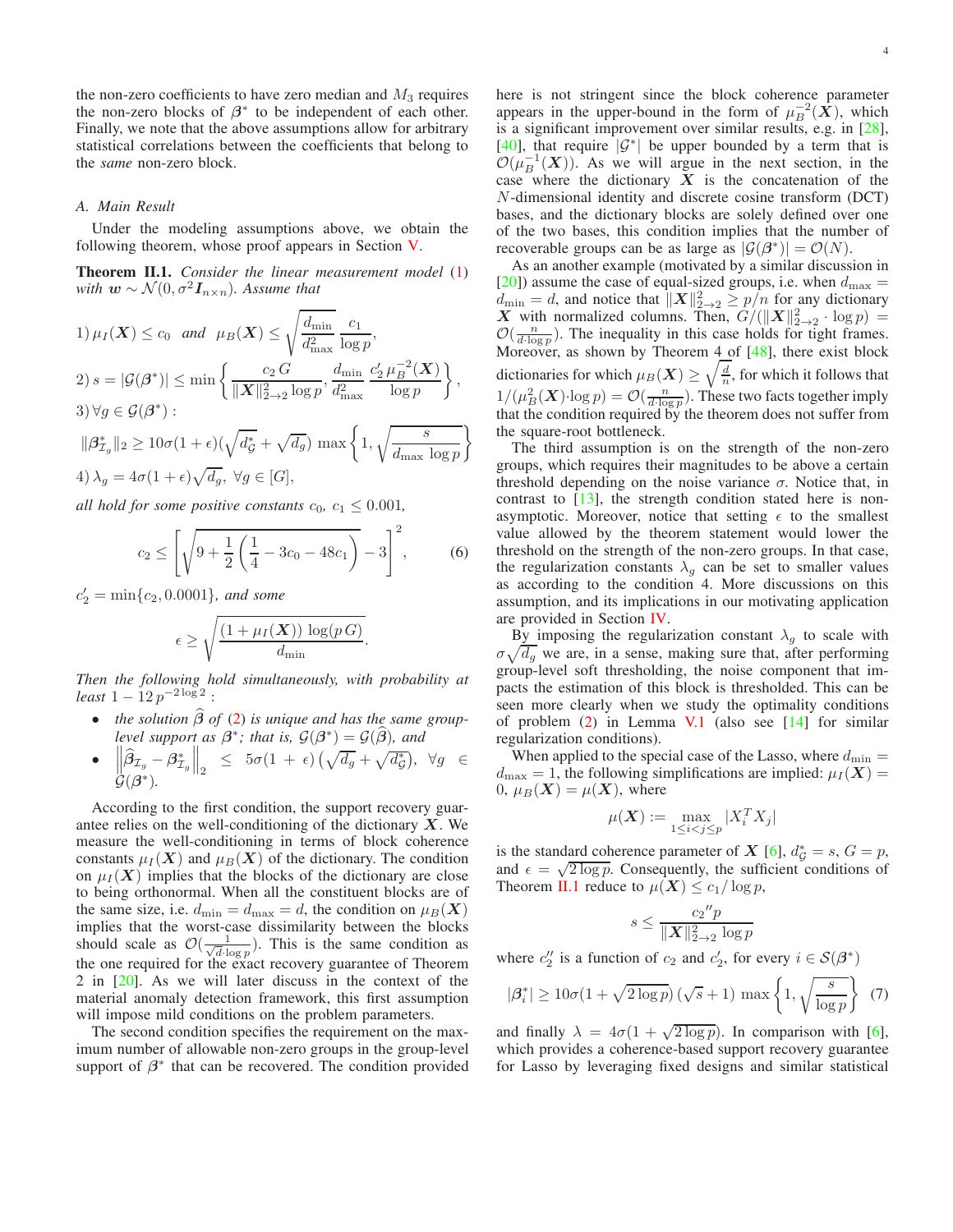the non-zero coefficients to have zero median and $M_3$ requires the non-zero blocks of $\beta^*$ to be independent of each other. Finally, we note that the above assumptions allow for arbitrary statistical correlations between the coefficients that belong to the *same* non-zero block.

### A. Main Result

Under the modeling assumptions above, we obtain the following theorem, whose proof appears in Section V.

**Theorem II.1.** *Consider the linear measurement model (1) with $\boldsymbol{w} \sim \mathcal{N}(0, \sigma^2 \boldsymbol{I}_{n\times n})$. Assume that*

$$1)\ \mu_I(\boldsymbol{X}) \leq c_0 \ \text{ and } \ \mu_B(\boldsymbol{X}) \leq \sqrt{\frac{d_{\min}}{d_{\max}^2}\frac{c_1}{\log p}},$$

$$2)\ s = |\mathcal{G}(\beta^*)| \leq \min\left\{\frac{c_2\, G}{\|\boldsymbol{X}\|_{2\to 2}^2 \log p}, \frac{d_{\min}}{d_{\max}^2}\frac{c_2'\,\mu_B^{-2}(\boldsymbol{X})}{\log p}\right\},$$

$$3)\ \forall g \in \mathcal{G}(\beta^*):$$

$$\|\beta^*_{\mathcal{I}_g}\|_2 \geq 10\sigma(1+\epsilon)(\sqrt{d_{\mathcal{G}}^*}+\sqrt{d_g})\, \max\left\{1, \sqrt{\frac{s}{d_{\max}\,\log p}}\right\}$$

$$4)\ \lambda_g = 4\sigma(1+\epsilon)\sqrt{d_g},\ \forall g \in [G],$$

*all hold for some positive constants $c_0$, $c_1 \leq 0.001$,*

$$c_2 \leq \left[\sqrt{9 + \frac{1}{2}\left(\frac{1}{4} - 3c_0 - 48c_1\right)} - 3\right]^2, \tag{6}$$

*$c_2' = \min\{c_2, 0.0001\}$, and some*

$$\epsilon \geq \sqrt{\frac{(1+\mu_I(\boldsymbol{X}))\, \log(p\, G)}{d_{\min}}}.$$

*Then the following hold simultaneously, with probability at least $1 - 12\, p^{-2\log 2}$ :*

- *the solution $\widehat{\beta}$ of (2) is unique and has the same group-level support as $\beta^*$; that is, $\mathcal{G}(\beta^*) = \mathcal{G}(\widehat{\beta})$, and*
- $\left\|\widehat{\beta}_{\mathcal{I}_g} - \beta^*_{\mathcal{I}_g}\right\|_2 \leq 5\sigma(1+\epsilon)\left(\sqrt{d_g} + \sqrt{d_{\mathcal{G}}^*}\right),\ \forall g \in \mathcal{G}(\beta^*)$.

According to the first condition, the support recovery guarantee relies on the well-conditioning of the dictionary $\boldsymbol{X}$. We measure the well-conditioning in terms of block coherence constants $\mu_I(\boldsymbol{X})$ and $\mu_B(\boldsymbol{X})$ of the dictionary. The condition on $\mu_I(\boldsymbol{X})$ implies that the blocks of the dictionary are close to being orthonormal. When all the constituent blocks are of the same size, i.e. $d_{\min} = d_{\max} = d$, the condition on $\mu_B(\boldsymbol{X})$ implies that the worst-case dissimilarity between the blocks should scale as $\mathcal{O}(\frac{1}{\sqrt{d\cdot\log p}})$. This is the same condition as the one required for the exact recovery guarantee of Theorem 2 in [20]. As we will later discuss in the context of the material anomaly detection framework, this first assumption will impose mild conditions on the problem parameters.

The second condition specifies the requirement on the maximum number of allowable non-zero groups in the group-level support of $\beta^*$ that can be recovered. The condition provided here is not stringent since the block coherence parameter appears in the upper-bound in the form of $\mu_B^{-2}(\boldsymbol{X})$, which is a significant improvement over similar results, e.g. in [28], [40], that require $|\mathcal{G}^*|$ be upper bounded by a term that is $\mathcal{O}(\mu_B^{-1}(\boldsymbol{X}))$. As we will argue in the next section, in the case where the dictionary $\boldsymbol{X}$ is the concatenation of the $N$-dimensional identity and discrete cosine transform (DCT) bases, and the dictionary blocks are solely defined over one of the two bases, this condition implies that the number of recoverable groups can be as large as $|\mathcal{G}(\beta^*)| = \mathcal{O}(N)$.

As an another example (motivated by a similar discussion in [20]) assume the case of equal-sized groups, i.e. when $d_{\max} = d_{\min} = d$, and notice that $\|\boldsymbol{X}\|_{2\to 2}^2 \geq p/n$ for any dictionary $\boldsymbol{X}$ with normalized columns. Then, $G/(\|\boldsymbol{X}\|_{2\to 2}^2 \cdot \log p) = \mathcal{O}(\frac{n}{d\cdot\log p})$. The inequality in this case holds for tight frames. Moreover, as shown by Theorem 4 of [48], there exist block dictionaries for which $\mu_B(\boldsymbol{X}) \geq \sqrt{\frac{d}{n}}$, for which it follows that $1/(\mu_B^2(\boldsymbol{X})\cdot\log p) = \mathcal{O}(\frac{n}{d\cdot\log p})$. These two facts together imply that the condition required by the theorem does not suffer from the square-root bottleneck.

The third assumption is on the strength of the non-zero groups, which requires their magnitudes to be above a certain threshold depending on the noise variance $\sigma$. Notice that, in contrast to [13], the strength condition stated here is non-asymptotic. Moreover, notice that setting $\epsilon$ to the smallest value allowed by the theorem statement would lower the threshold on the strength of the non-zero groups. In that case, the regularization constants $\lambda_g$ can be set to smaller values as according to the condition 4. More discussions on this assumption, and its implications in our motivating application are provided in Section IV.

By imposing the regularization constant $\lambda_g$ to scale with $\sigma\sqrt{d_g}$ we are, in a sense, making sure that, after performing group-level soft thresholding, the noise component that impacts the estimation of this block is thresholded. This can be seen more clearly when we study the optimality conditions of problem (2) in Lemma V.1 (also see [14] for similar regularization conditions).

When applied to the special case of the Lasso, where $d_{\min} = d_{\max} = 1$, the following simplifications are implied: $\mu_I(\boldsymbol{X}) = 0$, $\mu_B(\boldsymbol{X}) = \mu(\boldsymbol{X})$, where

$$\mu(\boldsymbol{X}) := \max_{1\leq i<j\leq p} |X_i^T X_j|$$

is the standard coherence parameter of $\boldsymbol{X}$ [6], $d_{\mathcal{G}}^* = s$, $G = p$, and $\epsilon = \sqrt{2\log p}$. Consequently, the sufficient conditions of Theorem II.1 reduce to $\mu(\boldsymbol{X}) \leq c_1/\log p$,

$$s \leq \frac{c_2'' p}{\|\boldsymbol{X}\|_{2\to 2}^2\, \log p}$$

where $c_2''$ is a function of $c_2$ and $c_2'$, for every $i \in \mathcal{S}(\beta^*)$

$$|\beta_i^*| \geq 10\sigma(1+\sqrt{2\log p})\,(\sqrt{s}+1)\,\max\left\{1, \sqrt{\frac{s}{\log p}}\right\} \tag{7}$$

and finally $\lambda = 4\sigma(1+\sqrt{2\log p})$. In comparison with [6], which provides a coherence-based support recovery guarantee for Lasso by leveraging fixed designs and similar statistical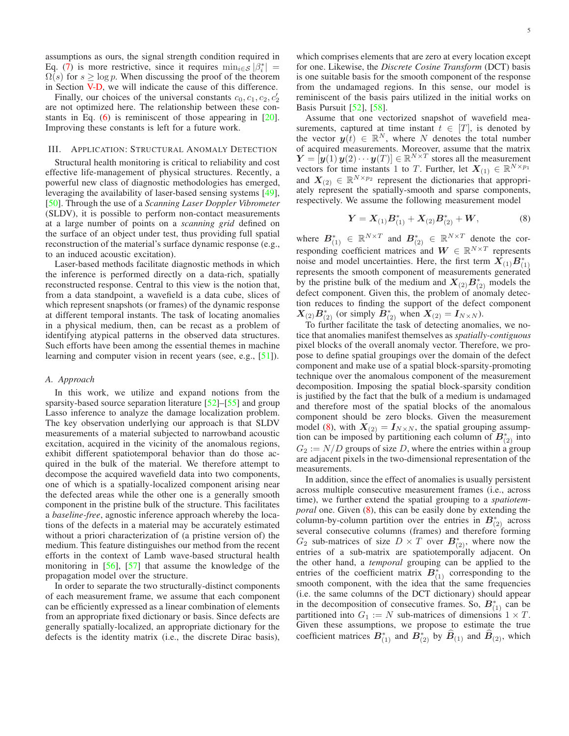assumptions as ours, the signal strength condition required in Eq. (7) is more restrictive, since it requires $\min_{i \in \mathcal{S}} |\beta_i^*| = \Omega(s)$ for $s \geq \log p$. When discussing the proof of the theorem in Section V-D, we will indicate the cause of this difference.

Finally, our choices of the universal constants $c_0, c_1, c_2, c_2'$ are not optimized here. The relationship between these constants in Eq. (6) is reminiscent of those appearing in [20]. Improving these constants is left for a future work.

## III. Application: Structural Anomaly Detection

Structural health monitoring is critical to reliability and cost effective life-management of physical structures. Recently, a powerful new class of diagnostic methodologies has emerged, leveraging the availability of laser-based sensing systems [49], [50]. Through the use of a *Scanning Laser Doppler Vibrometer* (SLDV), it is possible to perform non-contact measurements at a large number of points on a *scanning grid* defined on the surface of an object under test, thus providing full spatial reconstruction of the material's surface dynamic response (e.g., to an induced acoustic excitation).

Laser-based methods facilitate diagnostic methods in which the inference is performed directly on a data-rich, spatially reconstructed response. Central to this view is the notion that, from a data standpoint, a wavefield is a data cube, slices of which represent snapshots (or frames) of the dynamic response at different temporal instants. The task of locating anomalies in a physical medium, then, can be recast as a problem of identifying atypical patterns in the observed data structures. Such efforts have been among the essential themes in machine learning and computer vision in recent years (see, e.g., [51]).

### A. Approach

In this work, we utilize and expand notions from the sparsity-based source separation literature [52]–[55] and group Lasso inference to analyze the damage localization problem. The key observation underlying our approach is that SLDV measurements of a material subjected to narrowband acoustic excitation, acquired in the vicinity of the anomalous regions, exhibit different spatiotemporal behavior than do those acquired in the bulk of the material. We therefore attempt to decompose the acquired wavefield data into two components, one of which is a spatially-localized component arising near the defected areas while the other one is a generally smooth component in the pristine bulk of the structure. This facilitates a *baseline-free*, agnostic inference approach whereby the locations of the defects in a material may be accurately estimated without a priori characterization of (a pristine version of) the medium. This feature distinguishes our method from the recent efforts in the context of Lamb wave-based structural health monitoring in [56], [57] that assume the knowledge of the propagation model over the structure.

In order to separate the two structurally-distinct components of each measurement frame, we assume that each component can be efficiently expressed as a linear combination of elements from an appropriate fixed dictionary or basis. Since defects are generally spatially-localized, an appropriate dictionary for the defects is the identity matrix (i.e., the discrete Dirac basis), which comprises elements that are zero at every location except for one. Likewise, the *Discrete Cosine Transform* (DCT) basis is one suitable basis for the smooth component of the response from the undamaged regions. In this sense, our model is reminiscent of the basis pairs utilized in the initial works on Basis Pursuit [52], [58].

Assume that one vectorized snapshot of wavefield measurements, captured at time instant $t \in [T]$, is denoted by the vector $\boldsymbol{y}(t) \in \mathbb{R}^N$, where $N$ denotes the total number of acquired measurements. Moreover, assume that the matrix $\boldsymbol{Y} = [\boldsymbol{y}(1)\, \boldsymbol{y}(2) \cdots \boldsymbol{y}(T)] \in \mathbb{R}^{N \times T}$ stores all the measurement vectors for time instants 1 to $T$. Further, let $\boldsymbol{X}_{(1)} \in \mathbb{R}^{N \times p_1}$ and $\boldsymbol{X}_{(2)} \in \mathbb{R}^{N \times p_2}$ represent the dictionaries that appropriately represent the spatially-smooth and sparse components, respectively. We assume the following measurement model

$$\boldsymbol{Y} = \boldsymbol{X}_{(1)} \boldsymbol{B}_{(1)}^* + \boldsymbol{X}_{(2)} \boldsymbol{B}_{(2)}^* + \boldsymbol{W}, \tag{8}$$

where $\boldsymbol{B}_{(1)}^* \in \mathbb{R}^{N \times T}$ and $\boldsymbol{B}_{(2)}^* \in \mathbb{R}^{N \times T}$ denote the corresponding coefficient matrices and $\boldsymbol{W} \in \mathbb{R}^{N \times T}$ represents noise and model uncertainties. Here, the first term $\boldsymbol{X}_{(1)} \boldsymbol{B}_{(1)}^*$ represents the smooth component of measurements generated by the pristine bulk of the medium and $\boldsymbol{X}_{(2)} \boldsymbol{B}_{(2)}^*$ models the defect component. Given this, the problem of anomaly detection reduces to finding the support of the defect component $\boldsymbol{X}_{(2)} \boldsymbol{B}_{(2)}^*$ (or simply $\boldsymbol{B}_{(2)}^*$ when $\boldsymbol{X}_{(2)} = \boldsymbol{I}_{N \times N}$).

To further facilitate the task of detecting anomalies, we notice that anomalies manifest themselves as *spatially-contiguous* pixel blocks of the overall anomaly vector. Therefore, we propose to define spatial groupings over the domain of the defect component and make use of a spatial block-sparsity-promoting technique over the anomalous component of the measurement decomposition. Imposing the spatial block-sparsity condition is justified by the fact that the bulk of a medium is undamaged and therefore most of the spatial blocks of the anomalous component should be zero blocks. Given the measurement model (8), with $\boldsymbol{X}_{(2)} = \boldsymbol{I}_{N \times N}$, the spatial grouping assumption can be imposed by partitioning each column of $\boldsymbol{B}_{(2)}^*$ into $G_2 := N/D$ groups of size $D$, where the entries within a group are adjacent pixels in the two-dimensional representation of the measurements.

In addition, since the effect of anomalies is usually persistent across multiple consecutive measurement frames (i.e., across time), we further extend the spatial grouping to a *spatiotemporal* one. Given (8), this can be easily done by extending the column-by-column partition over the entries in $\boldsymbol{B}_{(2)}^*$ across several consecutive columns (frames) and therefore forming $G_2$ sub-matrices of size $D \times T$ over $\boldsymbol{B}_{(2)}^*$, where now the entries of a sub-matrix are spatiotemporally adjacent. On the other hand, a *temporal* grouping can be applied to the entries of the coefficient matrix $\boldsymbol{B}_{(1)}^*$ corresponding to the smooth component, with the idea that the same frequencies (i.e. the same columns of the DCT dictionary) should appear in the decomposition of consecutive frames. So, $\boldsymbol{B}_{(1)}^*$ can be partitioned into $G_1 := N$ sub-matrices of dimensions $1 \times T$. Given these assumptions, we propose to estimate the true coefficient matrices $\boldsymbol{B}_{(1)}^*$ and $\boldsymbol{B}_{(2)}^*$ by $\widehat{\boldsymbol{B}}_{(1)}$ and $\widehat{\boldsymbol{B}}_{(2)}$, which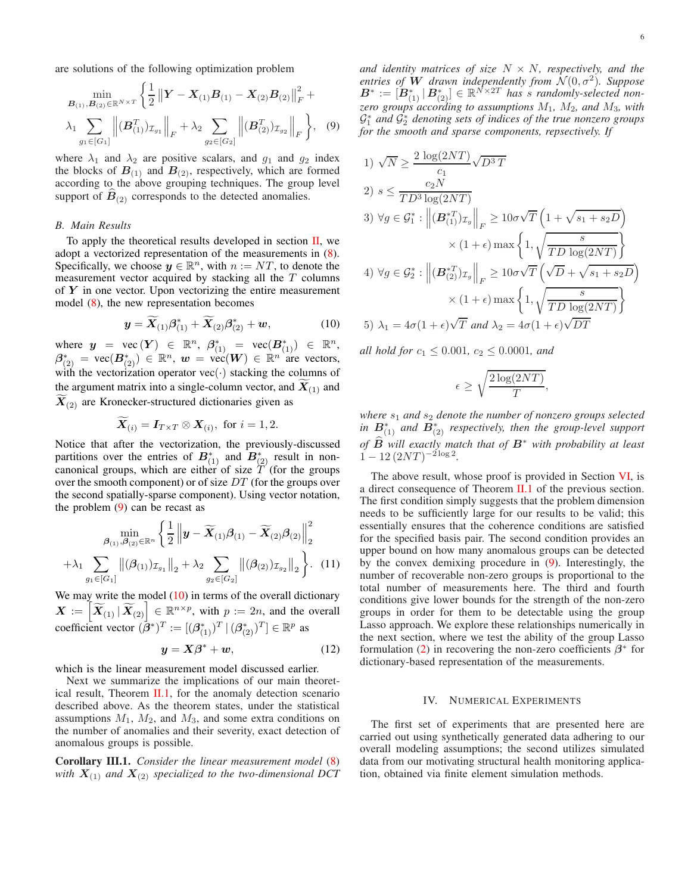are solutions of the following optimization problem

$$\min_{\boldsymbol{B}_{(1)},\boldsymbol{B}_{(2)}\in\mathbb{R}^{N\times T}} \left\{ \frac{1}{2}\left\| \boldsymbol{Y} - \boldsymbol{X}_{(1)}\boldsymbol{B}_{(1)} - \boldsymbol{X}_{(2)}\boldsymbol{B}_{(2)} \right\|_F^2 + \lambda_1 \sum_{g_1\in[G_1]} \left\| (\boldsymbol{B}_{(1)}^T)_{\mathcal{I}_{g_1}} \right\|_F + \lambda_2 \sum_{g_2\in[G_2]} \left\| (\boldsymbol{B}_{(2)}^T)_{\mathcal{I}_{g_2}} \right\|_F \right\}, \quad (9)$$

where $\lambda_1$ and $\lambda_2$ are positive scalars, and $g_1$ and $g_2$ index the blocks of $\boldsymbol{B}_{(1)}$ and $\boldsymbol{B}_{(2)}$, respectively, which are formed according to the above grouping techniques. The group level support of $\widehat{\boldsymbol{B}}_{(2)}$ corresponds to the detected anomalies.

### B. Main Results

To apply the theoretical results developed in section II, we adopt a vectorized representation of the measurements in (8). Specifically, we choose $\boldsymbol{y} \in \mathbb{R}^n$, with $n := NT$, to denote the measurement vector acquired by stacking all the $T$ columns of $\boldsymbol{Y}$ in one vector. Upon vectorizing the entire measurement model (8), the new representation becomes

$$\boldsymbol{y} = \widetilde{\boldsymbol{X}}_{(1)}\boldsymbol{\beta}_{(1)}^* + \widetilde{\boldsymbol{X}}_{(2)}\boldsymbol{\beta}_{(2)}^* + \boldsymbol{w}, \quad (10)$$

where $\boldsymbol{y} = \text{vec}(\boldsymbol{Y}) \in \mathbb{R}^n$, $\boldsymbol{\beta}_{(1)}^* = \text{vec}(\boldsymbol{B}_{(1)}^*) \in \mathbb{R}^n$, $\boldsymbol{\beta}_{(2)}^* = \text{vec}(\boldsymbol{B}_{(2)}^*) \in \mathbb{R}^n$, $\boldsymbol{w} = \text{vec}(\boldsymbol{W}) \in \mathbb{R}^n$ are vectors, with the vectorization operator $\text{vec}(\cdot)$ stacking the columns of the argument matrix into a single-column vector, and $\widetilde{\boldsymbol{X}}_{(1)}$ and $\widetilde{\boldsymbol{X}}_{(2)}$ are Kronecker-structured dictionaries given as

$$\widetilde{\boldsymbol{X}}_{(i)} = \boldsymbol{I}_{T\times T} \otimes \boldsymbol{X}_{(i)}, \text{ for } i = 1, 2.$$

Notice that after the vectorization, the previously-discussed partitions over the entries of $\boldsymbol{B}_{(1)}^*$ and $\boldsymbol{B}_{(2)}^*$ result in non-canonical groups, which are either of size $T$ (for the groups over the smooth component) or of size $DT$ (for the groups over the second spatially-sparse component). Using vector notation, the problem (9) can be recast as

$$\min_{\boldsymbol{\beta}_{(1)},\boldsymbol{\beta}_{(2)}\in\mathbb{R}^n} \left\{ \frac{1}{2}\left\| \boldsymbol{y} - \widetilde{\boldsymbol{X}}_{(1)}\boldsymbol{\beta}_{(1)} - \widetilde{\boldsymbol{X}}_{(2)}\boldsymbol{\beta}_{(2)} \right\|_2^2 + \lambda_1 \sum_{g_1\in[G_1]} \left\| (\boldsymbol{\beta}_{(1)})_{\mathcal{I}_{g_1}} \right\|_2 + \lambda_2 \sum_{g_2\in[G_2]} \left\| (\boldsymbol{\beta}_{(2)})_{\mathcal{I}_{g_2}} \right\|_2 \right\}. \quad (11)$$

We may write the model (10) in terms of the overall dictionary $\boldsymbol{X} := \left[ \widetilde{\boldsymbol{X}}_{(1)} \,|\, \widetilde{\boldsymbol{X}}_{(2)} \right] \in \mathbb{R}^{n\times p}$, with $p := 2n$, and the overall coefficient vector $(\boldsymbol{\beta}^*)^T := [(\boldsymbol{\beta}_{(1)}^*)^T \,|\, (\boldsymbol{\beta}_{(2)}^*)^T] \in \mathbb{R}^p$ as

$$\boldsymbol{y} = \boldsymbol{X}\boldsymbol{\beta}^* + \boldsymbol{w}, \quad (12)$$

which is the linear measurement model discussed earlier.

Next we summarize the implications of our main theoretical result, Theorem II.1, for the anomaly detection scenario described above. As the theorem states, under the statistical assumptions $M_1$, $M_2$, and $M_3$, and some extra conditions on the number of anomalies and their severity, exact detection of anomalous groups is possible.

**Corollary III.1.** *Consider the linear measurement model (8) with $\boldsymbol{X}_{(1)}$ and $\boldsymbol{X}_{(2)}$ specialized to the two-dimensional DCT and identity matrices of size $N \times N$, respectively, and the entries of $\boldsymbol{W}$ drawn independently from $\mathcal{N}(0, \sigma^2)$. Suppose $\boldsymbol{B}^* := [\boldsymbol{B}_{(1)}^* \,|\, \boldsymbol{B}_{(2)}^*] \in \mathbb{R}^{N\times 2T}$ has $s$ randomly-selected non-zero groups according to assumptions $M_1$, $M_2$, and $M_3$, with $\mathcal{G}_1^*$ and $\mathcal{G}_2^*$ denoting sets of indices of the true nonzero groups for the smooth and sparse components, repsectively. If*

1) $\sqrt{N} \geq \dfrac{2\,\log(2NT)}{c_1}\sqrt{D^3\,T}$

2) $s \leq \dfrac{c_2 N}{TD^3\log(2NT)}$

3) $\forall g \in \mathcal{G}_1^* : \left\| (\boldsymbol{B}_{(1)}^{*T})_{\mathcal{I}_g} \right\|_F \geq 10\sigma\sqrt{T}\left(1 + \sqrt{s_1 + s_2 D}\right) \times (1+\epsilon)\max\left\{1, \sqrt{\dfrac{s}{TD\,\log(2NT)}}\right\}$

4) $\forall g \in \mathcal{G}_2^* : \left\| (\boldsymbol{B}_{(2)}^{*T})_{\mathcal{I}_g} \right\|_F \geq 10\sigma\sqrt{T}\left(\sqrt{D} + \sqrt{s_1 + s_2 D}\right) \times (1+\epsilon)\max\left\{1, \sqrt{\dfrac{s}{TD\,\log(2NT)}}\right\}$

5) $\lambda_1 = 4\sigma(1+\epsilon)\sqrt{T}$ *and* $\lambda_2 = 4\sigma(1+\epsilon)\sqrt{DT}$

*all hold for $c_1 \leq 0.001$, $c_2 \leq 0.0001$, and*

$$\epsilon \geq \sqrt{\frac{2\log(2NT)}{T}},$$

*where $s_1$ and $s_2$ denote the number of nonzero groups selected in $\boldsymbol{B}_{(1)}^*$ and $\boldsymbol{B}_{(2)}^*$ respectively, then the group-level support of $\widehat{\boldsymbol{B}}$ will exactly match that of $\boldsymbol{B}^*$ with probability at least $1 - 12\,(2NT)^{-2\log 2}$.*

The above result, whose proof is provided in Section VI, is a direct consequence of Theorem II.1 of the previous section. The first condition simply suggests that the problem dimension needs to be sufficiently large for our results to be valid; this essentially ensures that the coherence conditions are satisfied for the specified basis pair. The second condition provides an upper bound on how many anomalous groups can be detected by the convex demixing procedure in (9). Interestingly, the number of recoverable non-zero groups is proportional to the total number of measurements here. The third and fourth conditions give lower bounds for the strength of the non-zero groups in order for them to be detectable using the group Lasso approach. We explore these relationships numerically in the next section, where we test the ability of the group Lasso formulation (2) in recovering the non-zero coefficients $\boldsymbol{\beta}^*$ for dictionary-based representation of the measurements.

## IV. Numerical Experiments

The first set of experiments that are presented here are carried out using synthetically generated data adhering to our overall modeling assumptions; the second utilizes simulated data from our motivating structural health monitoring application, obtained via finite element simulation methods.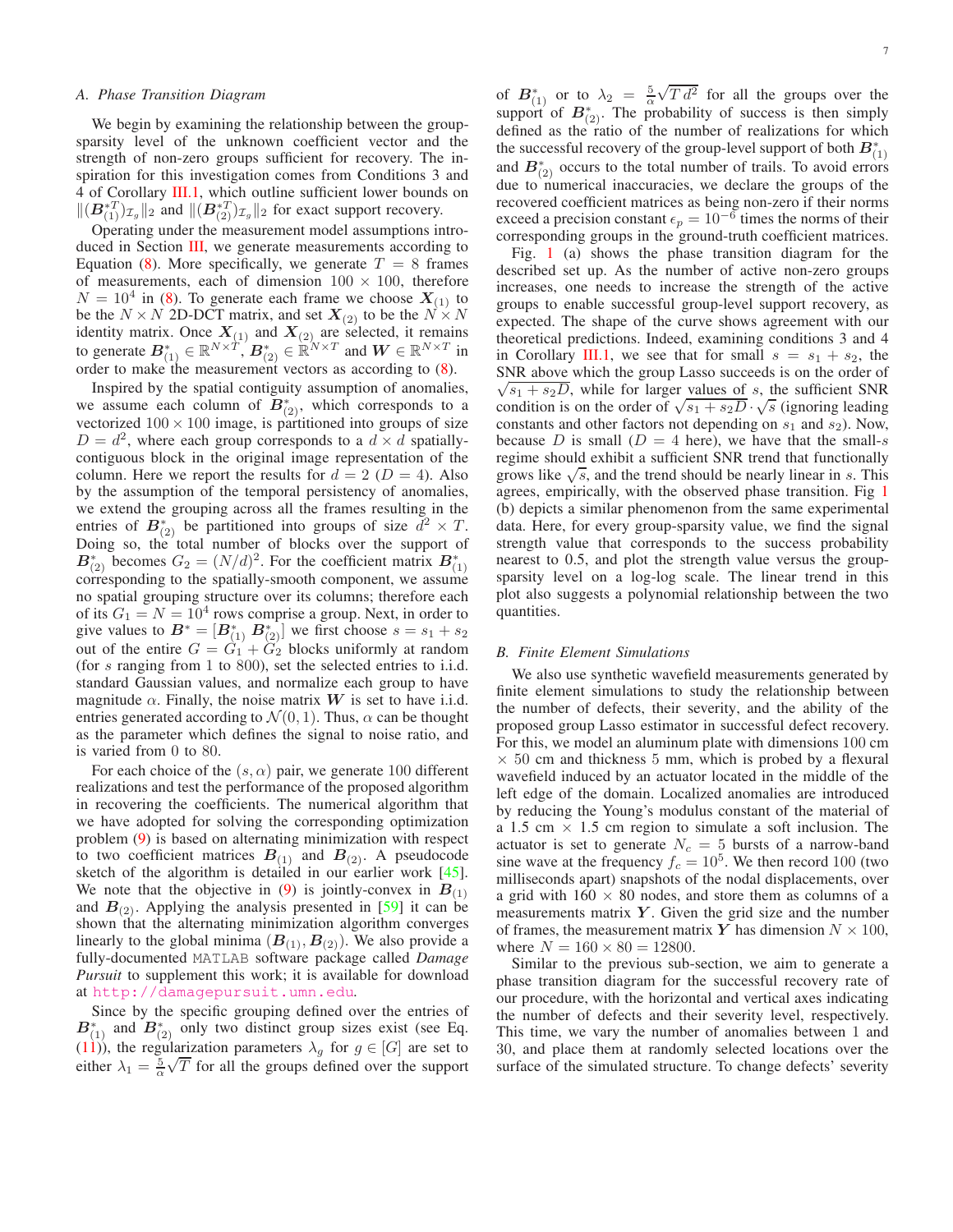### A. Phase Transition Diagram

We begin by examining the relationship between the group-sparsity level of the unknown coefficient vector and the strength of non-zero groups sufficient for recovery. The inspiration for this investigation comes from Conditions 3 and 4 of Corollary III.1, which outline sufficient lower bounds on $\|(\boldsymbol{B}^{*T}_{(1)})_{\mathcal{I}_g}\|_2$ and $\|(\boldsymbol{B}^{*T}_{(2)})_{\mathcal{I}_g}\|_2$ for exact support recovery.

Operating under the measurement model assumptions introduced in Section III, we generate measurements according to Equation (8). More specifically, we generate $T = 8$ frames of measurements, each of dimension $100 \times 100$, therefore $N = 10^4$ in (8). To generate each frame we choose $\boldsymbol{X}_{(1)}$ to be the $N \times N$ 2D-DCT matrix, and set $\boldsymbol{X}_{(2)}$ to be the $N \times N$ identity matrix. Once $\boldsymbol{X}_{(1)}$ and $\boldsymbol{X}_{(2)}$ are selected, it remains to generate $\boldsymbol{B}^*_{(1)} \in \mathbb{R}^{N \times T}$, $\boldsymbol{B}^*_{(2)} \in \mathbb{R}^{N \times T}$ and $\boldsymbol{W} \in \mathbb{R}^{N \times T}$ in order to make the measurement vectors as according to (8).

Inspired by the spatial contiguity assumption of anomalies, we assume each column of $\boldsymbol{B}^*_{(2)}$, which corresponds to a vectorized $100 \times 100$ image, is partitioned into groups of size $D = d^2$, where each group corresponds to a $d \times d$ spatially-contiguous block in the original image representation of the column. Here we report the results for $d = 2$ ($D = 4$). Also by the assumption of the temporal persistency of anomalies, we extend the grouping across all the frames resulting in the entries of $\boldsymbol{B}^*_{(2)}$ be partitioned into groups of size $d^2 \times T$. Doing so, the total number of blocks over the support of $\boldsymbol{B}^*_{(2)}$ becomes $G_2 = (N/d)^2$. For the coefficient matrix $\boldsymbol{B}^*_{(1)}$ corresponding to the spatially-smooth component, we assume no spatial grouping structure over its columns; therefore each of its $G_1 = N = 10^4$ rows comprise a group. Next, in order to give values to $\boldsymbol{B}^* = [\boldsymbol{B}^*_{(1)}\ \boldsymbol{B}^*_{(2)}]$ we first choose $s = s_1 + s_2$ out of the entire $G = G_1 + G_2$ blocks uniformly at random (for $s$ ranging from 1 to 800), set the selected entries to i.i.d. standard Gaussian values, and normalize each group to have magnitude $\alpha$. Finally, the noise matrix $\boldsymbol{W}$ is set to have i.i.d. entries generated according to $\mathcal{N}(0, 1)$. Thus, $\alpha$ can be thought as the parameter which defines the signal to noise ratio, and is varied from 0 to 80.

For each choice of the $(s, \alpha)$ pair, we generate 100 different realizations and test the performance of the proposed algorithm in recovering the coefficients. The numerical algorithm that we have adopted for solving the corresponding optimization problem (9) is based on alternating minimization with respect to two coefficient matrices $\boldsymbol{B}_{(1)}$ and $\boldsymbol{B}_{(2)}$. A pseudocode sketch of the algorithm is detailed in our earlier work [45]. We note that the objective in (9) is jointly-convex in $\boldsymbol{B}_{(1)}$ and $\boldsymbol{B}_{(2)}$. Applying the analysis presented in [59] it can be shown that the alternating minimization algorithm converges linearly to the global minima $(\boldsymbol{B}_{(1)}, \boldsymbol{B}_{(2)})$. We also provide a fully-documented MATLAB software package called *Damage Pursuit* to supplement this work; it is available for download at http://damagepursuit.umn.edu.

Since by the specific grouping defined over the entries of $\boldsymbol{B}^*_{(1)}$ and $\boldsymbol{B}^*_{(2)}$ only two distinct group sizes exist (see Eq. (11)), the regularization parameters $\lambda_g$ for $g \in [G]$ are set to either $\lambda_1 = \frac{5}{\alpha}\sqrt{T}$ for all the groups defined over the support of $\boldsymbol{B}^*_{(1)}$ or to $\lambda_2 = \frac{5}{\alpha}\sqrt{T\, d^2}$ for all the groups over the support of $\boldsymbol{B}^*_{(2)}$. The probability of success is then simply defined as the ratio of the number of realizations for which the successful recovery of the group-level support of both $\boldsymbol{B}^*_{(1)}$ and $\boldsymbol{B}^*_{(2)}$ occurs to the total number of trails. To avoid errors due to numerical inaccuracies, we declare the groups of the recovered coefficient matrices as being non-zero if their norms exceed a precision constant $\epsilon_p = 10^{-6}$ times the norms of their corresponding groups in the ground-truth coefficient matrices.

Fig. 1 (a) shows the phase transition diagram for the described set up. As the number of active non-zero groups increases, one needs to increase the strength of the active groups to enable successful group-level support recovery, as expected. The shape of the curve shows agreement with our theoretical predictions. Indeed, examining conditions 3 and 4 in Corollary III.1, we see that for small $s = s_1 + s_2$, the SNR above which the group Lasso succeeds is on the order of $\sqrt{s_1 + s_2 D}$, while for larger values of $s$, the sufficient SNR condition is on the order of $\sqrt{s_1 + s_2 D} \cdot \sqrt{s}$ (ignoring leading constants and other factors not depending on $s_1$ and $s_2$). Now, because $D$ is small ($D = 4$ here), we have that the small-$s$ regime should exhibit a sufficient SNR trend that functionally grows like $\sqrt{s}$, and the trend should be nearly linear in $s$. This agrees, empirically, with the observed phase transition. Fig 1 (b) depicts a similar phenomenon from the same experimental data. Here, for every group-sparsity value, we find the signal strength value that corresponds to the success probability nearest to 0.5, and plot the strength value versus the group-sparsity level on a log-log scale. The linear trend in this plot also suggests a polynomial relationship between the two quantities.

### B. Finite Element Simulations

We also use synthetic wavefield measurements generated by finite element simulations to study the relationship between the number of defects, their severity, and the ability of the proposed group Lasso estimator in successful defect recovery. For this, we model an aluminum plate with dimensions 100 cm $\times$ 50 cm and thickness 5 mm, which is probed by a flexural wavefield induced by an actuator located in the middle of the left edge of the domain. Localized anomalies are introduced by reducing the Young's modulus constant of the material of a 1.5 cm $\times$ 1.5 cm region to simulate a soft inclusion. The actuator is set to generate $N_c = 5$ bursts of a narrow-band sine wave at the frequency $f_c = 10^5$. We then record 100 (two milliseconds apart) snapshots of the nodal displacements, over a grid with $160 \times 80$ nodes, and store them as columns of a measurements matrix $\boldsymbol{Y}$. Given the grid size and the number of frames, the measurement matrix $\boldsymbol{Y}$ has dimension $N \times 100$, where $N = 160 \times 80 = 12800$.

Similar to the previous sub-section, we aim to generate a phase transition diagram for the successful recovery rate of our procedure, with the horizontal and vertical axes indicating the number of defects and their severity level, respectively. This time, we vary the number of anomalies between 1 and 30, and place them at randomly selected locations over the surface of the simulated structure. To change defects' severity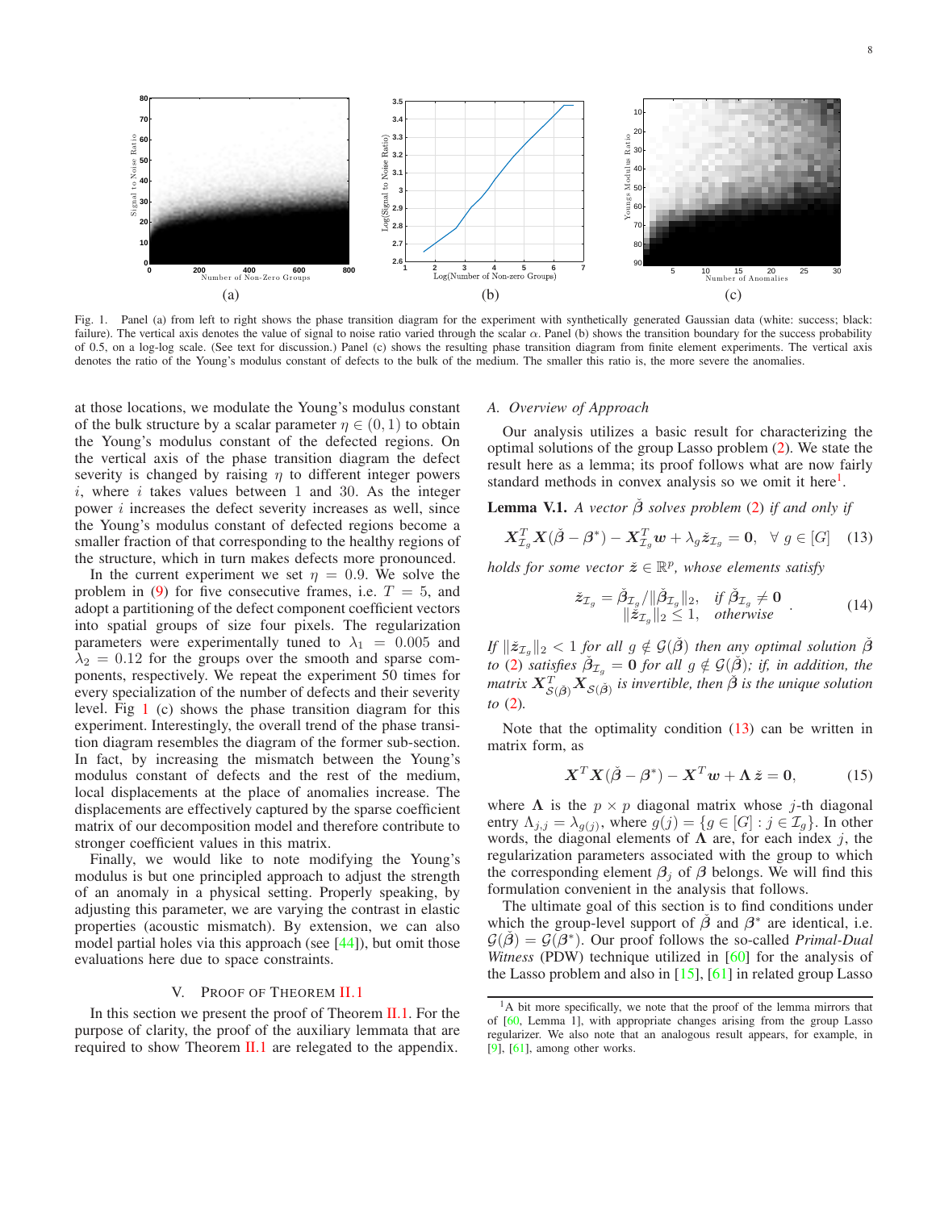Signal to Noise Ratio
80
70
60
50
40
30
20
10
0
0
200
400
600
800
Number of Non-Zero Groups
(a)

Log(Signal to Noise Ratio)
3.5
3.4
3.3
3.2
3.1
3
2.9
2.8
2.7
2.6
1
2
3
4
5
6
7
Log(Number of Non-zero Groups)
(b)

Youngs Modulus Ratio
10
20
30
40
50
60
70
80
90
5
10
15
20
25
30
Number of Anomalies
(c)

Fig. 1. Panel (a) from left to right shows the phase transition diagram for the experiment with synthetically generated Gaussian data (white: success; black: failure). The vertical axis denotes the value of signal to noise ratio varied through the scalar $\alpha$. Panel (b) shows the transition boundary for the success probability of 0.5, on a log-log scale. (See text for discussion.) Panel (c) shows the resulting phase transition diagram from finite element experiments. The vertical axis denotes the ratio of the Young's modulus constant of defects to the bulk of the medium. The smaller this ratio is, the more severe the anomalies.

at those locations, we modulate the Young's modulus constant of the bulk structure by a scalar parameter $\eta \in (0, 1)$ to obtain the Young's modulus constant of the defected regions. On the vertical axis of the phase transition diagram the defect severity is changed by raising $\eta$ to different integer powers $i$, where $i$ takes values between 1 and 30. As the integer power $i$ increases the defect severity increases as well, since the Young's modulus constant of defected regions become a smaller fraction of that corresponding to the healthy regions of the structure, which in turn makes defects more pronounced.

In the current experiment we set $\eta = 0.9$. We solve the problem in (9) for five consecutive frames, i.e. $T = 5$, and adopt a partitioning of the defect component coefficient vectors into spatial groups of size four pixels. The regularization parameters were experimentally tuned to $\lambda_1 = 0.005$ and $\lambda_2 = 0.12$ for the groups over the smooth and sparse components, respectively. We repeat the experiment 50 times for every specialization of the number of defects and their severity level. Fig 1 (c) shows the phase transition diagram for this experiment. Interestingly, the overall trend of the phase transition diagram resembles the diagram of the former sub-section. In fact, by increasing the mismatch between the Young's modulus constant of defects and the rest of the medium, local displacements at the place of anomalies increase. The displacements are effectively captured by the sparse coefficient matrix of our decomposition model and therefore contribute to stronger coefficient values in this matrix.

Finally, we would like to note modifying the Young's modulus is but one principled approach to adjust the strength of an anomaly in a physical setting. Properly speaking, by adjusting this parameter, we are varying the contrast in elastic properties (acoustic mismatch). By extension, we can also model partial holes via this approach (see [44]), but omit those evaluations here due to space constraints.

## V. Proof of Theorem II.1

In this section we present the proof of Theorem II.1. For the purpose of clarity, the proof of the auxiliary lemmata that are required to show Theorem II.1 are relegated to the appendix.

### A. Overview of Approach

Our analysis utilizes a basic result for characterizing the optimal solutions of the group Lasso problem (2). We state the result here as a lemma; its proof follows what are now fairly standard methods in convex analysis so we omit it here[1].

**Lemma V.1.** *A vector $\check{\boldsymbol{\beta}}$ solves problem (2) if and only if*

$$\boldsymbol{X}_{\mathcal{I}_g}^T \boldsymbol{X}(\check{\boldsymbol{\beta}} - \boldsymbol{\beta}^*) - \boldsymbol{X}_{\mathcal{I}_g}^T \boldsymbol{w} + \lambda_g \check{\boldsymbol{z}}_{\mathcal{I}_g} = \mathbf{0}, \quad \forall\, g \in [G] \tag{13}$$

*holds for some vector $\check{\boldsymbol{z}} \in \mathbb{R}^p$, whose elements satisfy*

$$\begin{matrix} \check{\boldsymbol{z}}_{\mathcal{I}_g} = \check{\boldsymbol{\beta}}_{\mathcal{I}_g} / \|\check{\boldsymbol{\beta}}_{\mathcal{I}_g}\|_2, & \text{if } \check{\boldsymbol{\beta}}_{\mathcal{I}_g} \neq \mathbf{0} \\ \|\check{\boldsymbol{z}}_{\mathcal{I}_g}\|_2 \leq 1, & \text{otherwise} \end{matrix}. \tag{14}$$

*If $\|\check{\boldsymbol{z}}_{\mathcal{I}_g}\|_2 < 1$ for all $g \notin \mathcal{G}(\check{\boldsymbol{\beta}})$ then any optimal solution $\check{\boldsymbol{\beta}}$ to (2) satisfies $\check{\boldsymbol{\beta}}_{\mathcal{I}_g} = \mathbf{0}$ for all $g \notin \mathcal{G}(\check{\boldsymbol{\beta}})$; if, in addition, the matrix $\boldsymbol{X}_{\mathcal{S}(\check{\boldsymbol{\beta}})}^T \boldsymbol{X}_{\mathcal{S}(\check{\boldsymbol{\beta}})}$ is invertible, then $\check{\boldsymbol{\beta}}$ is the unique solution to (2).*

Note that the optimality condition (13) can be written in matrix form, as

$$\boldsymbol{X}^T \boldsymbol{X}(\check{\boldsymbol{\beta}} - \boldsymbol{\beta}^*) - \boldsymbol{X}^T \boldsymbol{w} + \boldsymbol{\Lambda}\, \check{\boldsymbol{z}} = \mathbf{0}, \tag{15}$$

where $\boldsymbol{\Lambda}$ is the $p \times p$ diagonal matrix whose $j$-th diagonal entry $\Lambda_{j,j} = \lambda_{g(j)}$, where $g(j) = \{g \in [G] : j \in \mathcal{I}_g\}$. In other words, the diagonal elements of $\boldsymbol{\Lambda}$ are, for each index $j$, the regularization parameters associated with the group to which the corresponding element $\boldsymbol{\beta}_j$ of $\boldsymbol{\beta}$ belongs. We will find this formulation convenient in the analysis that follows.

The ultimate goal of this section is to find conditions under which the group-level support of $\check{\boldsymbol{\beta}}$ and $\boldsymbol{\beta}^*$ are identical, i.e. $\mathcal{G}(\check{\boldsymbol{\beta}}) = \mathcal{G}(\boldsymbol{\beta}^*)$. Our proof follows the so-called *Primal-Dual Witness* (PDW) technique utilized in [60] for the analysis of the Lasso problem and also in [15], [61] in related group Lasso

[1] A bit more specifically, we note that the proof of the lemma mirrors that of [60, Lemma 1], with appropriate changes arising from the group Lasso regularizer. We also note that an analogous result appears, for example, in [9], [61], among other works.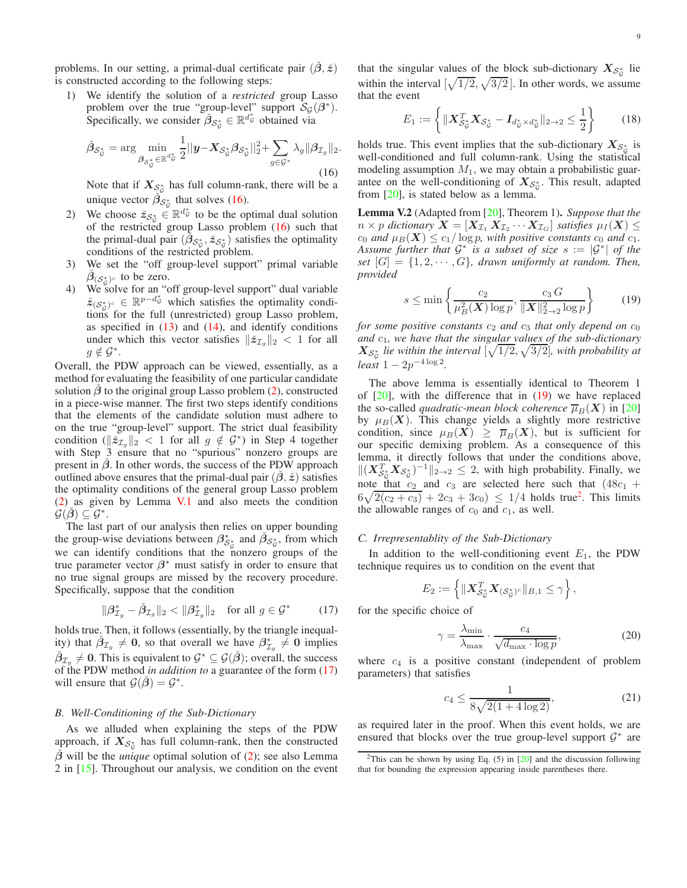problems. In our setting, a primal-dual certificate pair $(\check{\boldsymbol{\beta}}, \check{\boldsymbol{z}})$ is constructed according to the following steps:

1) We identify the solution of a *restricted* group Lasso problem over the true "group-level" support $\mathcal{S}_{\mathcal{G}}(\boldsymbol{\beta}^*)$. Specifically, we consider $\check{\boldsymbol{\beta}}_{\mathcal{S}^*_{\mathcal{G}}} \in \mathbb{R}^{d^*_{\mathcal{G}}}$ obtained via

$$\check{\boldsymbol{\beta}}_{\mathcal{S}^*_{\mathcal{G}}} = \arg \min_{\boldsymbol{\beta}_{\mathcal{S}^*_{\mathcal{G}}} \in \mathbb{R}^{d^*_{\mathcal{G}}}} \frac{1}{2}\|\boldsymbol{y} - \boldsymbol{X}_{\mathcal{S}^*_{\mathcal{G}}}\boldsymbol{\beta}_{\mathcal{S}^*_{\mathcal{G}}}\|_2^2 + \sum_{g\in\mathcal{G}^*} \lambda_g \|\boldsymbol{\beta}_{\mathcal{I}_g}\|_2. \tag{16}$$

Note that if $\boldsymbol{X}_{\mathcal{S}^*_{\mathcal{G}}}$ has full column-rank, there will be a unique vector $\check{\boldsymbol{\beta}}_{\mathcal{S}^*_{\mathcal{G}}}$ that solves (16).

2) We choose $\check{\boldsymbol{z}}_{\mathcal{S}^*_{\mathcal{G}}} \in \mathbb{R}^{d^*_{\mathcal{G}}}$ to be the optimal dual solution of the restricted group Lasso problem (16) such that the primal-dual pair $(\check{\boldsymbol{\beta}}_{\mathcal{S}^*_{\mathcal{G}}}, \check{\boldsymbol{z}}_{\mathcal{S}^*_{\mathcal{G}}})$ satisfies the optimality conditions of the restricted problem.

3) We set the "off group-level support" primal variable $\check{\boldsymbol{\beta}}_{(\mathcal{S}^*_{\mathcal{G}})^c}$ to be zero.

4) We solve for an "off group-level support" dual variable $\check{\boldsymbol{z}}_{(\mathcal{S}^*_{\mathcal{G}})^c} \in \mathbb{R}^{p-d^*_{\mathcal{G}}}$ which satisfies the optimality conditions for the full (unrestricted) group Lasso problem, as specified in (13) and (14), and identify conditions under which this vector satisfies $\|\check{\boldsymbol{z}}_{\mathcal{I}_g}\|_2 < 1$ for all $g \notin \mathcal{G}^*$.

Overall, the PDW approach can be viewed, essentially, as a method for evaluating the feasibility of one particular candidate solution $\check{\boldsymbol{\beta}}$ to the original group Lasso problem (2), constructed in a piece-wise manner. The first two steps identify conditions that the elements of the candidate solution must adhere to on the true "group-level" support. The strict dual feasibility condition ($\|\check{\boldsymbol{z}}_{\mathcal{I}_g}\|_2 < 1$ for all $g \notin \mathcal{G}^*$) in Step 4 together with Step 3 ensure that no "spurious" nonzero groups are present in $\check{\boldsymbol{\beta}}$. In other words, the success of the PDW approach outlined above ensures that the primal-dual pair $(\check{\boldsymbol{\beta}}, \check{\boldsymbol{z}})$ satisfies the optimality conditions of the general group Lasso problem (2) as given by Lemma V.1 and also meets the condition $\mathcal{G}(\check{\boldsymbol{\beta}}) \subseteq \mathcal{G}^*$.

The last part of our analysis then relies on upper bounding the group-wise deviations between $\boldsymbol{\beta}^*_{\mathcal{S}^*_{\mathcal{G}}}$ and $\check{\boldsymbol{\beta}}_{\mathcal{S}^*_{\mathcal{G}}}$, from which we can identify conditions that the nonzero groups of the true parameter vector $\boldsymbol{\beta}^*$ must satisfy in order to ensure that no true signal groups are missed by the recovery procedure. Specifically, suppose that the condition

$$\|\boldsymbol{\beta}^*_{\mathcal{I}_g} - \check{\boldsymbol{\beta}}_{\mathcal{I}_g}\|_2 < \|\boldsymbol{\beta}^*_{\mathcal{I}_g}\|_2 \quad \text{for all } g \in \mathcal{G}^* \tag{17}$$

holds true. Then, it follows (essentially, by the triangle inequality) that $\check{\boldsymbol{\beta}}_{\mathcal{I}_g} \neq \boldsymbol{0}$, so that overall we have $\boldsymbol{\beta}^*_{\mathcal{I}_g} \neq \boldsymbol{0}$ implies $\check{\boldsymbol{\beta}}_{\mathcal{I}_g} \neq \boldsymbol{0}$. This is equivalent to $\mathcal{G}^* \subseteq \mathcal{G}(\check{\boldsymbol{\beta}})$; overall, the success of the PDW method *in addition to* a guarantee of the form (17) will ensure that $\mathcal{G}(\check{\boldsymbol{\beta}}) = \mathcal{G}^*$.

### B. Well-Conditioning of the Sub-Dictionary

As we alluded when explaining the steps of the PDW approach, if $\boldsymbol{X}_{\mathcal{S}^*_{\mathcal{G}}}$ has full column-rank, then the constructed $\check{\boldsymbol{\beta}}$ will be the *unique* optimal solution of (2); see also Lemma 2 in [15]. Throughout our analysis, we condition on the event that the singular values of the block sub-dictionary $\boldsymbol{X}_{\mathcal{S}^*_{\mathcal{G}}}$ lie within the interval $[\sqrt{1/2}, \sqrt{3/2}]$. In other words, we assume that the event

$$E_1 := \left\{ \|\boldsymbol{X}^T_{\mathcal{S}^*_{\mathcal{G}}}\boldsymbol{X}_{\mathcal{S}^*_{\mathcal{G}}} - \boldsymbol{I}_{d^*_{\mathcal{G}}\times d^*_{\mathcal{G}}}\|_{2\to 2} \leq \frac{1}{2} \right\} \tag{18}$$

holds true. This event implies that the sub-dictionary $\boldsymbol{X}_{\mathcal{S}^*_{\mathcal{G}}}$ is well-conditioned and full column-rank. Using the statistical modeling assumption $M_1$, we may obtain a probabilistic guarantee on the well-conditioning of $\boldsymbol{X}_{\mathcal{S}^*_{\mathcal{G}}}$. This result, adapted from [20], is stated below as a lemma.

**Lemma V.2** (Adapted from [20], Theorem 1)**.** *Suppose that the $n \times p$ dictionary $\boldsymbol{X} = [\boldsymbol{X}_{\mathcal{I}_1}\, \boldsymbol{X}_{\mathcal{I}_2} \cdots \boldsymbol{X}_{\mathcal{I}_G}]$ satisfies $\mu_I(\boldsymbol{X}) \leq c_0$ and $\mu_B(\boldsymbol{X}) \leq c_1/\log p$, with positive constants $c_0$ and $c_1$. Assume further that $\mathcal{G}^*$ is a subset of size $s := |\mathcal{G}^*|$ of the set $[G] = \{1, 2, \cdots, G\}$, drawn uniformly at random. Then, provided*

$$s \leq \min \left\{ \frac{c_2}{\mu_B^2(\boldsymbol{X}) \log p}, \frac{c_3\, G}{\|\boldsymbol{X}\|^2_{2\to 2} \log p} \right\} \tag{19}$$

*for some positive constants $c_2$ and $c_3$ that only depend on $c_0$ and $c_1$, we have that the singular values of the sub-dictionary $\boldsymbol{X}_{\mathcal{S}^*_{\mathcal{G}}}$ lie within the interval $[\sqrt{1/2}, \sqrt{3/2}]$, with probability at least $1 - 2p^{-4\log 2}$.*

The above lemma is essentially identical to Theorem 1 of [20], with the difference that in (19) we have replaced the so-called *quadratic-mean block coherence* $\overline{\mu}_B(\boldsymbol{X})$ in [20] by $\mu_B(\boldsymbol{X})$. This change yields a slightly more restrictive condition, since $\mu_B(\boldsymbol{X}) \geq \overline{\mu}_B(\boldsymbol{X})$, but is sufficient for our specific demixing problem. As a consequence of this lemma, it directly follows that under the conditions above, $\|(\boldsymbol{X}^T_{\mathcal{S}^*_{\mathcal{G}}}\boldsymbol{X}_{\mathcal{S}^*_{\mathcal{G}}})^{-1}\|_{2\to 2} \leq 2$, with high probability. Finally, we note that $c_2$ and $c_3$ are selected here such that $(48c_1 + 6\sqrt{2(c_2 + c_3)} + 2c_3 + 3c_0) \leq 1/4$ holds true[2]. This limits the allowable ranges of $c_0$ and $c_1$, as well.

### C. Irrepresentablity of the Sub-Dictionary

In addition to the well-conditioning event $E_1$, the PDW technique requires us to condition on the event that

$$E_2 := \left\{ \|\boldsymbol{X}^T_{\mathcal{S}^*_{\mathcal{G}}}\boldsymbol{X}_{(\mathcal{S}^*_{\mathcal{G}})^c}\|_{B,1} \leq \gamma \right\},$$

for the specific choice of

$$\gamma = \frac{\lambda_{\min}}{\lambda_{\max}} \cdot \frac{c_4}{\sqrt{d_{\max} \cdot \log p}}, \tag{20}$$

where $c_4$ is a positive constant (independent of problem parameters) that satisfies

$$c_4 \leq \frac{1}{8\sqrt{2(1 + 4\log 2)}}, \tag{21}$$

as required later in the proof. When this event holds, we are ensured that blocks over the true group-level support $\mathcal{G}^*$ are

[2] This can be shown by using Eq. (5) in [20] and the discussion following that for bounding the expression appearing inside parentheses there.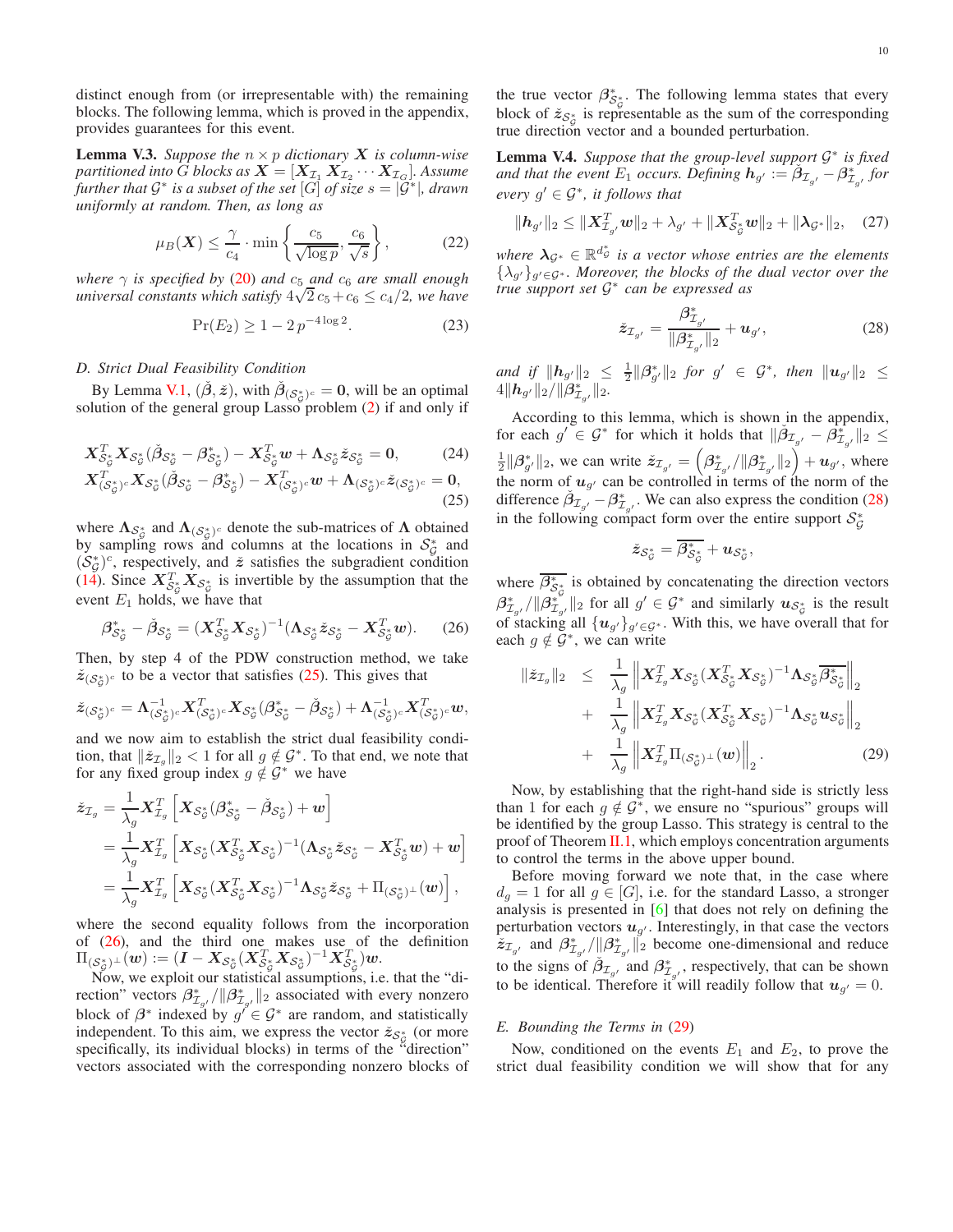distinct enough from (or irrepresentable with) the remaining blocks. The following lemma, which is proved in the appendix, provides guarantees for this event.

**Lemma V.3.** *Suppose the $n \times p$ dictionary $\boldsymbol{X}$ is column-wise partitioned into $G$ blocks as $\boldsymbol{X} = [\boldsymbol{X}_{\mathcal{I}_1}\, \boldsymbol{X}_{\mathcal{I}_2} \cdots \boldsymbol{X}_{\mathcal{I}_G}]$. Assume further that $\mathcal{G}^*$ is a subset of the set $[G]$ of size $s = |\mathcal{G}^*|$, drawn uniformly at random. Then, as long as*

$$\mu_B(\boldsymbol{X}) \leq \frac{\gamma}{c_4} \cdot \min\left\{\frac{c_5}{\sqrt{\log p}}, \frac{c_6}{\sqrt{s}}\right\}, \tag{22}$$

*where $\gamma$ is specified by (20) and $c_5$ and $c_6$ are small enough universal constants which satisfy $4\sqrt{2}\,c_5 + c_6 \leq c_4/2$, we have*

$$\Pr(E_2) \geq 1 - 2\,p^{-4\log 2}. \tag{23}$$

### D. Strict Dual Feasibility Condition

By Lemma V.1, $(\check{\boldsymbol{\beta}}, \check{\boldsymbol{z}})$, with $\check{\boldsymbol{\beta}}_{(\mathcal{S}_{\mathcal{G}}^*)^c} = \boldsymbol{0}$, will be an optimal solution of the general group Lasso problem (2) if and only if

$$\boldsymbol{X}_{\mathcal{S}_{\mathcal{G}}^*}^T \boldsymbol{X}_{\mathcal{S}_{\mathcal{G}}^*}(\check{\boldsymbol{\beta}}_{\mathcal{S}_{\mathcal{G}}^*} - \boldsymbol{\beta}_{\mathcal{S}_{\mathcal{G}}^*}^*) - \boldsymbol{X}_{\mathcal{S}_{\mathcal{G}}^*}^T \boldsymbol{w} + \boldsymbol{\Lambda}_{\mathcal{S}_{\mathcal{G}}^*} \check{\boldsymbol{z}}_{\mathcal{S}_{\mathcal{G}}^*} = \boldsymbol{0}, \tag{24}$$

$$\boldsymbol{X}_{(\mathcal{S}_{\mathcal{G}}^*)^c}^T \boldsymbol{X}_{\mathcal{S}_{\mathcal{G}}^*}(\check{\boldsymbol{\beta}}_{\mathcal{S}_{\mathcal{G}}^*} - \boldsymbol{\beta}_{\mathcal{S}_{\mathcal{G}}^*}^*) - \boldsymbol{X}_{(\mathcal{S}_{\mathcal{G}}^*)^c}^T \boldsymbol{w} + \boldsymbol{\Lambda}_{(\mathcal{S}_{\mathcal{G}}^*)^c} \check{\boldsymbol{z}}_{(\mathcal{S}_{\mathcal{G}}^*)^c} = \boldsymbol{0}, \tag{25}$$

where $\boldsymbol{\Lambda}_{\mathcal{S}_{\mathcal{G}}^*}$ and $\boldsymbol{\Lambda}_{(\mathcal{S}_{\mathcal{G}}^*)^c}$ denote the sub-matrices of $\boldsymbol{\Lambda}$ obtained by sampling rows and columns at the locations in $\mathcal{S}_{\mathcal{G}}^*$ and $(\mathcal{S}_{\mathcal{G}}^*)^c$, respectively, and $\check{\boldsymbol{z}}$ satisfies the subgradient condition (14). Since $\boldsymbol{X}_{\mathcal{S}_{\mathcal{G}}^*}^T \boldsymbol{X}_{\mathcal{S}_{\mathcal{G}}^*}$ is invertible by the assumption that the event $E_1$ holds, we have that

$$\boldsymbol{\beta}_{\mathcal{S}_{\mathcal{G}}^*}^* - \check{\boldsymbol{\beta}}_{\mathcal{S}_{\mathcal{G}}^*} = (\boldsymbol{X}_{\mathcal{S}_{\mathcal{G}}^*}^T \boldsymbol{X}_{\mathcal{S}_{\mathcal{G}}^*})^{-1}(\boldsymbol{\Lambda}_{\mathcal{S}_{\mathcal{G}}^*} \check{\boldsymbol{z}}_{\mathcal{S}_{\mathcal{G}}^*} - \boldsymbol{X}_{\mathcal{S}_{\mathcal{G}}^*}^T \boldsymbol{w}). \tag{26}$$

Then, by step 4 of the PDW construction method, we take $\check{\boldsymbol{z}}_{(\mathcal{S}_{\mathcal{G}}^*)^c}$ to be a vector that satisfies (25). This gives that

$$\check{\boldsymbol{z}}_{(\mathcal{S}_{\mathcal{G}}^*)^c} = \boldsymbol{\Lambda}_{(\mathcal{S}_{\mathcal{G}}^*)^c}^{-1} \boldsymbol{X}_{(\mathcal{S}_{\mathcal{G}}^*)^c}^T \boldsymbol{X}_{\mathcal{S}_{\mathcal{G}}^*}(\boldsymbol{\beta}_{\mathcal{S}_{\mathcal{G}}^*}^* - \check{\boldsymbol{\beta}}_{\mathcal{S}_{\mathcal{G}}^*}) + \boldsymbol{\Lambda}_{(\mathcal{S}_{\mathcal{G}}^*)^c}^{-1} \boldsymbol{X}_{(\mathcal{S}_{\mathcal{G}}^*)^c}^T \boldsymbol{w},$$

and we now aim to establish the strict dual feasibility condition, that $\|\check{\boldsymbol{z}}_{\mathcal{I}_g}\|_2 < 1$ for all $g \notin \mathcal{G}^*$. To that end, we note that for any fixed group index $g \notin \mathcal{G}^*$ we have

$$\begin{aligned}
\check{\boldsymbol{z}}_{\mathcal{I}_g} &= \frac{1}{\lambda_g} \boldsymbol{X}_{\mathcal{I}_g}^T \left[\boldsymbol{X}_{\mathcal{S}_{\mathcal{G}}^*}(\boldsymbol{\beta}_{\mathcal{S}_{\mathcal{G}}^*}^* - \check{\boldsymbol{\beta}}_{\mathcal{S}_{\mathcal{G}}^*}) + \boldsymbol{w}\right] \\
&= \frac{1}{\lambda_g} \boldsymbol{X}_{\mathcal{I}_g}^T \left[\boldsymbol{X}_{\mathcal{S}_{\mathcal{G}}^*}(\boldsymbol{X}_{\mathcal{S}_{\mathcal{G}}^*}^T \boldsymbol{X}_{\mathcal{S}_{\mathcal{G}}^*})^{-1}(\boldsymbol{\Lambda}_{\mathcal{S}_{\mathcal{G}}^*} \check{\boldsymbol{z}}_{\mathcal{S}_{\mathcal{G}}^*} - \boldsymbol{X}_{\mathcal{S}_{\mathcal{G}}^*}^T \boldsymbol{w}) + \boldsymbol{w}\right] \\
&= \frac{1}{\lambda_g} \boldsymbol{X}_{\mathcal{I}_g}^T \left[\boldsymbol{X}_{\mathcal{S}_{\mathcal{G}}^*}(\boldsymbol{X}_{\mathcal{S}_{\mathcal{G}}^*}^T \boldsymbol{X}_{\mathcal{S}_{\mathcal{G}}^*})^{-1}\boldsymbol{\Lambda}_{\mathcal{S}_{\mathcal{G}}^*} \check{\boldsymbol{z}}_{\mathcal{S}_{\mathcal{G}}^*} + \Pi_{(\mathcal{S}_{\mathcal{G}}^*)^\perp}(\boldsymbol{w})\right],
\end{aligned}$$

where the second equality follows from the incorporation of (26), and the third one makes use of the definition $\Pi_{(\mathcal{S}_{\mathcal{G}}^*)^\perp}(\boldsymbol{w}) := (\boldsymbol{I} - \boldsymbol{X}_{\mathcal{S}_{\mathcal{G}}^*}(\boldsymbol{X}_{\mathcal{S}_{\mathcal{G}}^*}^T \boldsymbol{X}_{\mathcal{S}_{\mathcal{G}}^*})^{-1}\boldsymbol{X}_{\mathcal{S}_{\mathcal{G}}^*}^T)\boldsymbol{w}$.

Now, we exploit our statistical assumptions, i.e. that the "direction" vectors $\boldsymbol{\beta}_{\mathcal{I}_{g'}}^*/\|\boldsymbol{\beta}_{\mathcal{I}_{g'}}^*\|_2$ associated with every nonzero block of $\boldsymbol{\beta}^*$ indexed by $g' \in \mathcal{G}^*$ are random, and statistically independent. To this aim, we express the vector $\check{\boldsymbol{z}}_{\mathcal{S}_{\mathcal{G}}^*}$ (or more specifically, its individual blocks) in terms of the "direction" vectors associated with the corresponding nonzero blocks of the true vector $\boldsymbol{\beta}_{\mathcal{S}_{\mathcal{G}}^*}^*$. The following lemma states that every block of $\check{\boldsymbol{z}}_{\mathcal{S}_{\mathcal{G}}^*}$ is representable as the sum of the corresponding true direction vector and a bounded perturbation.

**Lemma V.4.** *Suppose that the group-level support $\mathcal{G}^*$ is fixed and that the event $E_1$ occurs. Defining $\boldsymbol{h}_{g'} := \check{\boldsymbol{\beta}}_{\mathcal{I}_{g'}} - \boldsymbol{\beta}_{\mathcal{I}_{g'}}^*$ for every $g' \in \mathcal{G}^*$, it follows that*

$$\|\boldsymbol{h}_{g'}\|_2 \leq \|\boldsymbol{X}_{\mathcal{I}_{g'}}^T \boldsymbol{w}\|_2 + \lambda_{g'} + \|\boldsymbol{X}_{\mathcal{S}_{\mathcal{G}}^*}^T \boldsymbol{w}\|_2 + \|\boldsymbol{\lambda}_{\mathcal{G}^*}\|_2, \tag{27}$$

*where $\boldsymbol{\lambda}_{\mathcal{G}^*} \in \mathbb{R}^{d_{\mathcal{G}}^*}$ is a vector whose entries are the elements $\{\lambda_{g'}\}_{g' \in \mathcal{G}^*}$. Moreover, the blocks of the dual vector over the true support set $\mathcal{G}^*$ can be expressed as*

$$\check{\boldsymbol{z}}_{\mathcal{I}_{g'}} = \frac{\boldsymbol{\beta}_{\mathcal{I}_{g'}}^*}{\|\boldsymbol{\beta}_{\mathcal{I}_{g'}}^*\|_2} + \boldsymbol{u}_{g'}, \tag{28}$$

*and if $\|\boldsymbol{h}_{g'}\|_2 \leq \frac{1}{2}\|\boldsymbol{\beta}_{g'}^*\|_2$ for $g' \in \mathcal{G}^*$, then $\|\boldsymbol{u}_{g'}\|_2 \leq 4\|\boldsymbol{h}_{g'}\|_2/\|\boldsymbol{\beta}_{\mathcal{I}_{g'}}^*\|_2$.*

According to this lemma, which is shown in the appendix, for each $g' \in \mathcal{G}^*$ for which it holds that $\|\check{\boldsymbol{\beta}}_{\mathcal{I}_{g'}} - \boldsymbol{\beta}_{\mathcal{I}_{g'}}^*\|_2 \leq \frac{1}{2}\|\boldsymbol{\beta}_{g'}^*\|_2$, we can write $\check{\boldsymbol{z}}_{\mathcal{I}_{g'}} = \left(\boldsymbol{\beta}_{\mathcal{I}_{g'}}^*/\|\boldsymbol{\beta}_{\mathcal{I}_{g'}}^*\|_2\right) + \boldsymbol{u}_{g'}$, where the norm of $\boldsymbol{u}_{g'}$ can be controlled in terms of the norm of the difference $\check{\boldsymbol{\beta}}_{\mathcal{I}_{g'}} - \boldsymbol{\beta}_{\mathcal{I}_{g'}}^*$. We can also express the condition (28) in the following compact form over the entire support $\mathcal{S}_{\mathcal{G}}^*$

$$\check{\boldsymbol{z}}_{\mathcal{S}_{\mathcal{G}}^*} = \overline{\boldsymbol{\beta}_{\mathcal{S}_{\mathcal{G}}^*}^*} + \boldsymbol{u}_{\mathcal{S}_{\mathcal{G}}^*},$$

where $\overline{\boldsymbol{\beta}_{\mathcal{S}_{\mathcal{G}}^*}^*}$ is obtained by concatenating the direction vectors $\boldsymbol{\beta}_{\mathcal{I}_{g'}}^*/\|\boldsymbol{\beta}_{\mathcal{I}_{g'}}^*\|_2$ for all $g' \in \mathcal{G}^*$ and similarly $\boldsymbol{u}_{\mathcal{S}_{\mathcal{G}}^*}$ is the result of stacking all $\{\boldsymbol{u}_{g'}\}_{g' \in \mathcal{G}^*}$. With this, we have overall that for each $g \notin \mathcal{G}^*$, we can write

$$\begin{aligned}
\|\check{\boldsymbol{z}}_{\mathcal{I}_g}\|_2 \;\leq\;& \frac{1}{\lambda_g}\left\|\boldsymbol{X}_{\mathcal{I}_g}^T \boldsymbol{X}_{\mathcal{S}_{\mathcal{G}}^*}(\boldsymbol{X}_{\mathcal{S}_{\mathcal{G}}^*}^T \boldsymbol{X}_{\mathcal{S}_{\mathcal{G}}^*})^{-1}\boldsymbol{\Lambda}_{\mathcal{S}_{\mathcal{G}}^*}\overline{\boldsymbol{\beta}_{\mathcal{S}_{\mathcal{G}}^*}^*}\right\|_2 \\
&+ \frac{1}{\lambda_g}\left\|\boldsymbol{X}_{\mathcal{I}_g}^T \boldsymbol{X}_{\mathcal{S}_{\mathcal{G}}^*}(\boldsymbol{X}_{\mathcal{S}_{\mathcal{G}}^*}^T \boldsymbol{X}_{\mathcal{S}_{\mathcal{G}}^*})^{-1}\boldsymbol{\Lambda}_{\mathcal{S}_{\mathcal{G}}^*}\boldsymbol{u}_{\mathcal{S}_{\mathcal{G}}^*}\right\|_2 \\
&+ \frac{1}{\lambda_g}\left\|\boldsymbol{X}_{\mathcal{I}_g}^T \Pi_{(\mathcal{S}_{\mathcal{G}}^*)^\perp}(\boldsymbol{w})\right\|_2.
\end{aligned} \tag{29}$$

Now, by establishing that the right-hand side is strictly less than 1 for each $g \notin \mathcal{G}^*$, we ensure no "spurious" groups will be identified by the group Lasso. This strategy is central to the proof of Theorem II.1, which employs concentration arguments to control the terms in the above upper bound.

Before moving forward we note that, in the case where $d_g = 1$ for all $g \in [G]$, i.e. for the standard Lasso, a stronger analysis is presented in [6] that does not rely on defining the perturbation vectors $\boldsymbol{u}_{g'}$. Interestingly, in that case the vectors $\check{\boldsymbol{z}}_{\mathcal{I}_{g'}}$ and $\boldsymbol{\beta}_{\mathcal{I}_{g'}}^*/\|\boldsymbol{\beta}_{\mathcal{I}_{g'}}^*\|_2$ become one-dimensional and reduce to the signs of $\check{\boldsymbol{\beta}}_{\mathcal{I}_{g'}}$ and $\boldsymbol{\beta}_{\mathcal{I}_{g'}}^*$, respectively, that can be shown to be identical. Therefore it will readily follow that $\boldsymbol{u}_{g'} = 0$.

### E. Bounding the Terms in (29)

Now, conditioned on the events $E_1$ and $E_2$, to prove the strict dual feasibility condition we will show that for any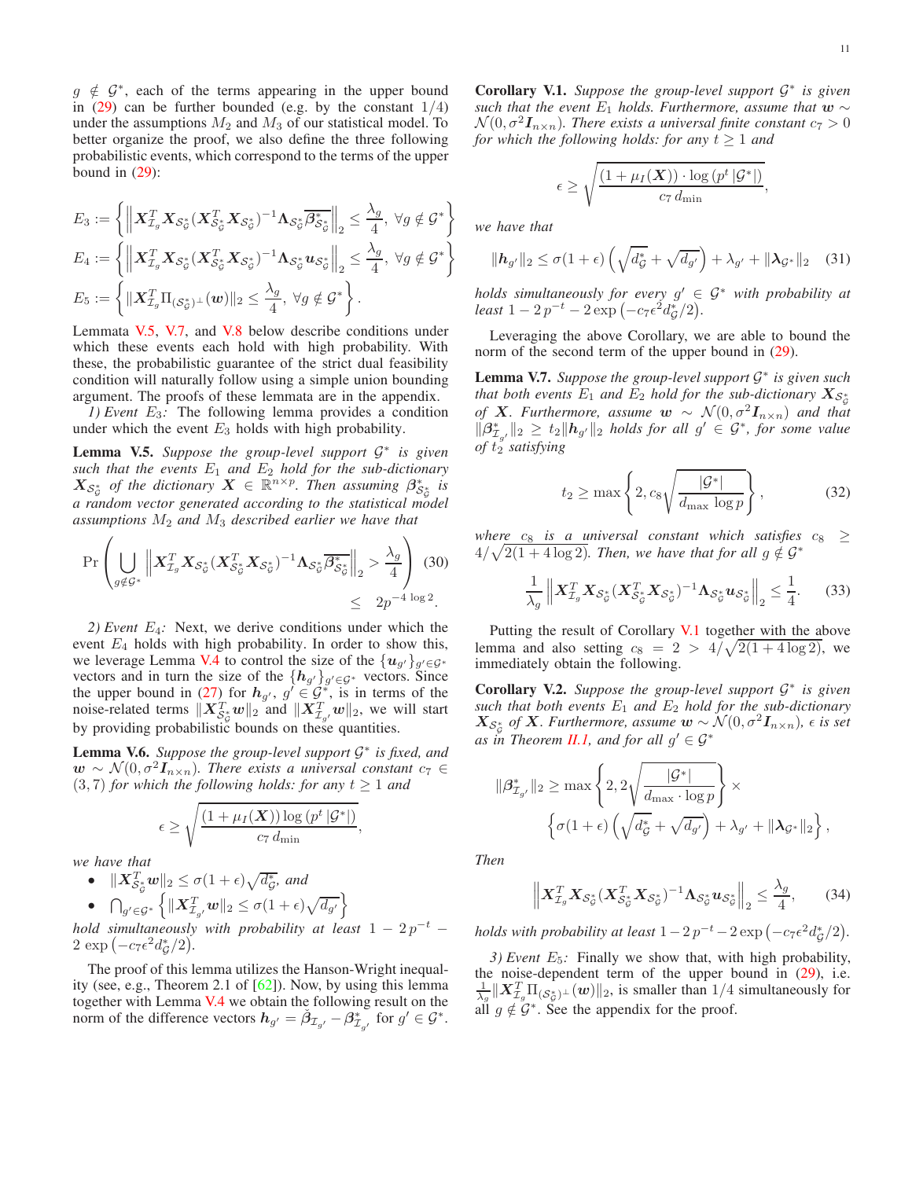$g \notin \mathcal{G}^*$, each of the terms appearing in the upper bound in (29) can be further bounded (e.g. by the constant $1/4$) under the assumptions $M_2$ and $M_3$ of our statistical model. To better organize the proof, we also define the three following probabilistic events, which correspond to the terms of the upper bound in (29):

$$E_3 := \left\{ \left\| \boldsymbol{X}_{\mathcal{I}_g}^T \boldsymbol{X}_{\mathcal{S}_{\mathcal{G}}^*} (\boldsymbol{X}_{\mathcal{S}_{\mathcal{G}}^*}^T \boldsymbol{X}_{\mathcal{S}_{\mathcal{G}}^*})^{-1} \boldsymbol{\Lambda}_{\mathcal{S}_{\mathcal{G}}^*} \overline{\boldsymbol{\beta}_{\mathcal{S}_{\mathcal{G}}^*}^*} \right\|_2 \leq \frac{\lambda_g}{4},\ \forall g \notin \mathcal{G}^* \right\}$$

$$E_4 := \left\{ \left\| \boldsymbol{X}_{\mathcal{I}_g}^T \boldsymbol{X}_{\mathcal{S}_{\mathcal{G}}^*} (\boldsymbol{X}_{\mathcal{S}_{\mathcal{G}}^*}^T \boldsymbol{X}_{\mathcal{S}_{\mathcal{G}}^*})^{-1} \boldsymbol{\Lambda}_{\mathcal{S}_{\mathcal{G}}^*} \boldsymbol{u}_{\mathcal{S}_{\mathcal{G}}^*} \right\|_2 \leq \frac{\lambda_g}{4},\ \forall g \notin \mathcal{G}^* \right\}$$

$$E_5 := \left\{ \| \boldsymbol{X}_{\mathcal{I}_g}^T \Pi_{(\mathcal{S}_{\mathcal{G}}^*)^\perp}(\boldsymbol{w}) \|_2 \leq \frac{\lambda_g}{4},\ \forall g \notin \mathcal{G}^* \right\}.$$

Lemmata V.5, V.7, and V.8 below describe conditions under which these events each hold with high probability. With these, the probabilistic guarantee of the strict dual feasibility condition will naturally follow using a simple union bounding argument. The proofs of these lemmata are in the appendix.

*1) Event $E_3$:* The following lemma provides a condition under which the event $E_3$ holds with high probability.

**Lemma V.5.** *Suppose the group-level support $\mathcal{G}^*$ is given such that the events $E_1$ and $E_2$ hold for the sub-dictionary $\boldsymbol{X}_{\mathcal{S}_{\mathcal{G}}^*}$ of the dictionary $\boldsymbol{X} \in \mathbb{R}^{n \times p}$. Then assuming $\boldsymbol{\beta}_{\mathcal{S}_{\mathcal{G}}^*}^*$ is a random vector generated according to the statistical model assumptions $M_2$ and $M_3$ described earlier we have that*

$$\Pr\left( \bigcup_{g \notin \mathcal{G}^*} \left\| \boldsymbol{X}_{\mathcal{I}_g}^T \boldsymbol{X}_{\mathcal{S}_{\mathcal{G}}^*} (\boldsymbol{X}_{\mathcal{S}_{\mathcal{G}}^*}^T \boldsymbol{X}_{\mathcal{S}_{\mathcal{G}}^*})^{-1} \boldsymbol{\Lambda}_{\mathcal{S}_{\mathcal{G}}^*} \overline{\boldsymbol{\beta}_{\mathcal{S}_{\mathcal{G}}^*}^*} \right\|_2 > \frac{\lambda_g}{4} \right) \leq 2p^{-4\log 2}. \quad (30)$$

*2) Event $E_4$:* Next, we derive conditions under which the event $E_4$ holds with high probability. In order to show this, we leverage Lemma V.4 to control the size of the $\{\boldsymbol{u}_{g'}\}_{g' \in \mathcal{G}^*}$ vectors and in turn the size of the $\{\boldsymbol{h}_{g'}\}_{g' \in \mathcal{G}^*}$ vectors. Since the upper bound in (27) for $\boldsymbol{h}_{g'}$, $g' \in \mathcal{G}^*$, is in terms of the noise-related terms $\|\boldsymbol{X}_{\mathcal{S}_{\mathcal{G}}^*}^T \boldsymbol{w}\|_2$ and $\|\boldsymbol{X}_{\mathcal{I}_{g'}}^T \boldsymbol{w}\|_2$, we will start by providing probabilistic bounds on these quantities.

**Lemma V.6.** *Suppose the group-level support $\mathcal{G}^*$ is fixed, and $\boldsymbol{w} \sim \mathcal{N}(0, \sigma^2 \boldsymbol{I}_{n \times n})$. There exists a universal constant $c_7 \in (3, 7)$ for which the following holds: for any $t \geq 1$ and*

$$\epsilon \geq \sqrt{\frac{(1 + \mu_I(\boldsymbol{X})) \log(p^t |\mathcal{G}^*|)}{c_7\, d_{\min}}},$$

*we have that*

- $\|\boldsymbol{X}_{\mathcal{S}_{\mathcal{G}}^*}^T \boldsymbol{w}\|_2 \leq \sigma(1+\epsilon)\sqrt{d_{\mathcal{G}}^*}$*, and*
- $\bigcap_{g' \in \mathcal{G}^*} \left\{ \|\boldsymbol{X}_{\mathcal{I}_{g'}}^T \boldsymbol{w}\|_2 \leq \sigma(1+\epsilon)\sqrt{d_{g'}} \right\}$

*hold simultaneously with probability at least $1 - 2\,p^{-t} - 2\exp\left(-c_7 \epsilon^2 d_{\mathcal{G}}^*/2\right)$.*

The proof of this lemma utilizes the Hanson-Wright inequality (see, e.g., Theorem 2.1 of [62]). Now, by using this lemma together with Lemma V.4 we obtain the following result on the norm of the difference vectors $\boldsymbol{h}_{g'} = \hat{\boldsymbol{\beta}}_{\mathcal{I}_{g'}} - \boldsymbol{\beta}_{\mathcal{I}_{g'}}^*$ for $g' \in \mathcal{G}^*$.

**Corollary V.1.** *Suppose the group-level support $\mathcal{G}^*$ is given such that the event $E_1$ holds. Furthermore, assume that $\boldsymbol{w} \sim \mathcal{N}(0, \sigma^2 \boldsymbol{I}_{n \times n})$. There exists a universal finite constant $c_7 > 0$ for which the following holds: for any $t \geq 1$ and*

$$\epsilon \geq \sqrt{\frac{(1 + \mu_I(\boldsymbol{X})) \cdot \log(p^t |\mathcal{G}^*|)}{c_7\, d_{\min}}},$$

*we have that*

$$\|\boldsymbol{h}_{g'}\|_2 \leq \sigma(1+\epsilon)\left(\sqrt{d_{\mathcal{G}}^*} + \sqrt{d_{g'}}\right) + \lambda_{g'} + \|\boldsymbol{\lambda}_{\mathcal{G}^*}\|_2 \quad (31)$$

*holds simultaneously for every $g' \in \mathcal{G}^*$ with probability at least $1 - 2\,p^{-t} - 2\exp\left(-c_7 \epsilon^2 d_{\mathcal{G}}^*/2\right)$.*

Leveraging the above Corollary, we are able to bound the norm of the second term of the upper bound in (29).

**Lemma V.7.** *Suppose the group-level support $\mathcal{G}^*$ is given such that both events $E_1$ and $E_2$ hold for the sub-dictionary $\boldsymbol{X}_{\mathcal{S}_{\mathcal{G}}^*}$ of $\boldsymbol{X}$. Furthermore, assume $\boldsymbol{w} \sim \mathcal{N}(0, \sigma^2 \boldsymbol{I}_{n \times n})$ and that $\|\boldsymbol{\beta}_{\mathcal{I}_{g'}}^*\|_2 \geq t_2 \|\boldsymbol{h}_{g'}\|_2$ holds for all $g' \in \mathcal{G}^*$, for some value of $t_2$ satisfying*

$$t_2 \geq \max\left\{2, c_8\sqrt{\frac{|\mathcal{G}^*|}{d_{\max}\log p}}\right\}, \quad (32)$$

*where $c_8$ is a universal constant which satisfies $c_8 \geq 4/\sqrt{2(1 + 4\log 2)}$. Then, we have that for all $g \notin \mathcal{G}^*$*

$$\frac{1}{\lambda_g} \left\| \boldsymbol{X}_{\mathcal{I}_g}^T \boldsymbol{X}_{\mathcal{S}_{\mathcal{G}}^*} (\boldsymbol{X}_{\mathcal{S}_{\mathcal{G}}^*}^T \boldsymbol{X}_{\mathcal{S}_{\mathcal{G}}^*})^{-1} \boldsymbol{\Lambda}_{\mathcal{S}_{\mathcal{G}}^*} \boldsymbol{u}_{\mathcal{S}_{\mathcal{G}}^*} \right\|_2 \leq \frac{1}{4}. \quad (33)$$

Putting the result of Corollary V.1 together with the above lemma and also setting $c_8 = 2 > 4/\sqrt{2(1 + 4\log 2)}$, we immediately obtain the following.

**Corollary V.2.** *Suppose the group-level support $\mathcal{G}^*$ is given such that both events $E_1$ and $E_2$ hold for the sub-dictionary $\boldsymbol{X}_{\mathcal{S}_{\mathcal{G}}^*}$ of $\boldsymbol{X}$. Furthermore, assume $\boldsymbol{w} \sim \mathcal{N}(0, \sigma^2 \boldsymbol{I}_{n \times n})$, $\epsilon$ is set as in Theorem II.1, and for all $g' \in \mathcal{G}^*$*

$$\|\boldsymbol{\beta}_{\mathcal{I}_{g'}}^*\|_2 \geq \max\left\{2, 2\sqrt{\frac{|\mathcal{G}^*|}{d_{\max} \cdot \log p}}\right\} \times \left\{\sigma(1+\epsilon)\left(\sqrt{d_{\mathcal{G}}^*} + \sqrt{d_{g'}}\right) + \lambda_{g'} + \|\boldsymbol{\lambda}_{\mathcal{G}^*}\|_2\right\},$$

*Then*

$$\left\| \boldsymbol{X}_{\mathcal{I}_g}^T \boldsymbol{X}_{\mathcal{S}_{\mathcal{G}}^*} (\boldsymbol{X}_{\mathcal{S}_{\mathcal{G}}^*}^T \boldsymbol{X}_{\mathcal{S}_{\mathcal{G}}^*})^{-1} \boldsymbol{\Lambda}_{\mathcal{S}_{\mathcal{G}}^*} \boldsymbol{u}_{\mathcal{S}_{\mathcal{G}}^*} \right\|_2 \leq \frac{\lambda_g}{4}, \quad (34)$$

*holds with probability at least $1 - 2\,p^{-t} - 2\exp\left(-c_7 \epsilon^2 d_{\mathcal{G}}^*/2\right)$.*

*3) Event $E_5$:* Finally we show that, with high probability, the noise-dependent term of the upper bound in (29), i.e. $\frac{1}{\lambda_g}\|\boldsymbol{X}_{\mathcal{I}_g}^T \Pi_{(\mathcal{S}_{\mathcal{G}}^*)^\perp}(\boldsymbol{w})\|_2$, is smaller than $1/4$ simultaneously for all $g \notin \mathcal{G}^*$. See the appendix for the proof.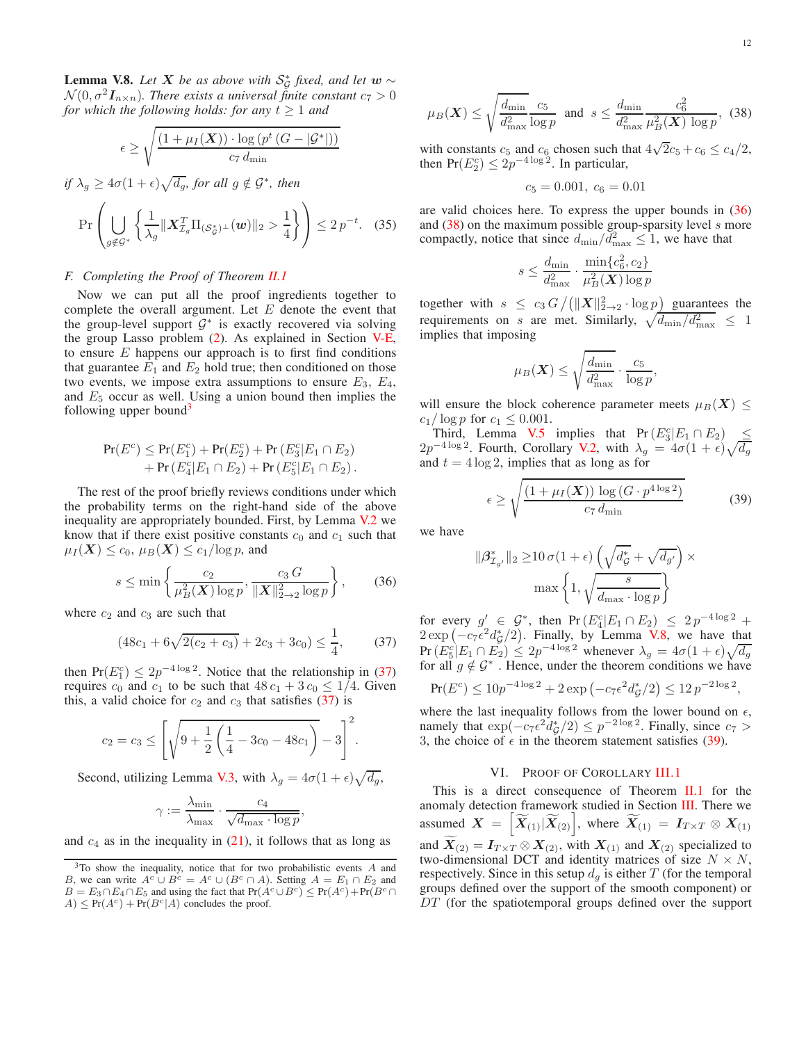**Lemma V.8.** *Let $\boldsymbol{X}$ be as above with $\mathcal{S}_{\mathcal{G}}^*$ fixed, and let $\boldsymbol{w} \sim \mathcal{N}(0, \sigma^2 \boldsymbol{I}_{n\times n})$. There exists a universal finite constant $c_7 > 0$ for which the following holds: for any $t \geq 1$ and*

$$\epsilon \geq \sqrt{\frac{(1+\mu_I(\boldsymbol{X}))\cdot \log\left(p^t\left(G - |\mathcal{G}^*|\right)\right)}{c_7\, d_{\min}}}$$

*if $\lambda_g \geq 4\sigma(1+\epsilon)\sqrt{d_g}$, for all $g \notin \mathcal{G}^*$, then*

$$\Pr\left(\bigcup_{g\notin\mathcal{G}^*}\left\{\frac{1}{\lambda_g}\|\boldsymbol{X}_{\mathcal{I}_g}^T \Pi_{(\mathcal{S}_{\mathcal{G}}^*)^\perp}(\boldsymbol{w})\|_2 > \frac{1}{4}\right\}\right) \leq 2\,p^{-t}. \quad (35)$$

## F. Completing the Proof of Theorem II.1

Now we can put all the proof ingredients together to complete the overall argument. Let $E$ denote the event that the group-level support $\mathcal{G}^*$ is exactly recovered via solving the group Lasso problem (2). As explained in Section V-E, to ensure $E$ happens our approach is to first find conditions that guarantee $E_1$ and $E_2$ hold true; then conditioned on those two events, we impose extra assumptions to ensure $E_3$, $E_4$, and $E_5$ occur as well. Using a union bound then implies the following upper bound[3]

$$\Pr(E^c) \leq \Pr(E_1^c) + \Pr(E_2^c) + \Pr\left(E_3^c | E_1 \cap E_2\right) + \Pr\left(E_4^c | E_1 \cap E_2\right) + \Pr\left(E_5^c | E_1 \cap E_2\right).$$

The rest of the proof briefly reviews conditions under which the probability terms on the right-hand side of the above inequality are appropriately bounded. First, by Lemma V.2 we know that if there exist positive constants $c_0$ and $c_1$ such that $\mu_I(\boldsymbol{X}) \leq c_0$, $\mu_B(\boldsymbol{X}) \leq c_1/\log p$, and

$$s \leq \min\left\{\frac{c_2}{\mu_B^2(\boldsymbol{X})\log p}, \frac{c_3\, G}{\|\boldsymbol{X}\|_{2\to 2}^2 \log p}\right\}, \quad (36)$$

where $c_2$ and $c_3$ are such that

$$\left(48c_1 + 6\sqrt{2(c_2+c_3)} + 2c_3 + 3c_0\right) \leq \frac{1}{4}, \quad (37)$$

then $\Pr(E_1^c) \leq 2p^{-4\log 2}$. Notice that the relationship in (37) requires $c_0$ and $c_1$ to be such that $48\,c_1 + 3\,c_0 \leq 1/4$. Given this, a valid choice for $c_2$ and $c_3$ that satisfies (37) is

$$c_2 = c_3 \leq \left[\sqrt{9 + \frac{1}{2}\left(\frac{1}{4} - 3c_0 - 48c_1\right)} - 3\right]^2.$$

Second, utilizing Lemma V.3, with $\lambda_g = 4\sigma(1+\epsilon)\sqrt{d_g}$,

$$\gamma := \frac{\lambda_{\min}}{\lambda_{\max}} \cdot \frac{c_4}{\sqrt{d_{\max}\cdot \log p}},$$

and $c_4$ as in the inequality in (21), it follows that as long as

$$\mu_B(\boldsymbol{X}) \leq \sqrt{\frac{d_{\min}}{d_{\max}^2}}\frac{c_5}{\log p} \quad \text{and} \quad s \leq \frac{d_{\min}}{d_{\max}^2}\frac{c_6^2}{\mu_B^2(\boldsymbol{X})\,\log p}, \quad (38)$$

with constants $c_5$ and $c_6$ chosen such that $4\sqrt{2}c_5 + c_6 \leq c_4/2$, then $\Pr(E_2^c) \leq 2p^{-4\log 2}$. In particular,

$$c_5 = 0.001,\ c_6 = 0.01$$

are valid choices here. To express the upper bounds in (36) and (38) on the maximum possible group-sparsity level $s$ more compactly, notice that since $d_{\min}/d_{\max}^2 \leq 1$, we have that

$$s \leq \frac{d_{\min}}{d_{\max}^2}\cdot\frac{\min\{c_6^2, c_2\}}{\mu_B^2(\boldsymbol{X})\log p}$$

together with $s \leq c_3\, G/\left(\|\boldsymbol{X}\|_{2\to2}^2 \cdot \log p\right)$ guarantees the requirements on $s$ are met. Similarly, $\sqrt{d_{\min}/d_{\max}^2} \leq 1$ implies that imposing

$$\mu_B(\boldsymbol{X}) \leq \sqrt{\frac{d_{\min}}{d_{\max}^2}}\cdot\frac{c_5}{\log p},$$

will ensure the block coherence parameter meets $\mu_B(\boldsymbol{X}) \leq c_1/\log p$ for $c_1 \leq 0.001$.

Third, Lemma V.5 implies that $\Pr\left(E_3^c | E_1 \cap E_2\right) \leq 2p^{-4\log 2}$. Fourth, Corollary V.2, with $\lambda_g = 4\sigma(1+\epsilon)\sqrt{d_g}$ and $t = 4\log 2$, implies that as long as for

$$\epsilon \geq \sqrt{\frac{(1+\mu_I(\boldsymbol{X}))\,\log\left(G\cdot p^{4\log 2}\right)}{c_7\, d_{\min}}} \quad (39)$$

we have

$$\|\boldsymbol{\beta}_{\mathcal{I}_{g'}}^*\|_2 \geq 10\,\sigma(1+\epsilon)\left(\sqrt{d_{\mathcal{G}}^*} + \sqrt{d_{g'}}\right) \times \max\left\{1, \sqrt{\frac{s}{d_{\max}\cdot \log p}}\right\}$$

for every $g' \in \mathcal{G}^*$, then $\Pr\left(E_4^c | E_1 \cap E_2\right) \leq 2\,p^{-4\log 2} + 2\exp\left(-c_7\epsilon^2 d_{\mathcal{G}}^*/2\right)$. Finally, by Lemma V.8, we have that $\Pr\left(E_5^c | E_1 \cap E_2\right) \leq 2p^{-4\log 2}$ whenever $\lambda_g = 4\sigma(1+\epsilon)\sqrt{d_g}$ for all $g \notin \mathcal{G}^*$. Hence, under the theorem conditions we have

$$\Pr(E^c) \leq 10p^{-4\log 2} + 2\exp\left(-c_7\epsilon^2 d_{\mathcal{G}}^*/2\right) \leq 12\,p^{-2\log 2},$$

where the last inequality follows from the lower bound on $\epsilon$, namely that $\exp(-c_7\epsilon^2 d_{\mathcal{G}}^*/2) \leq p^{-2\log 2}$. Finally, since $c_7 > 3$, the choice of $\epsilon$ in the theorem statement satisfies (39).

# VI. Proof of Corollary III.1

This is a direct consequence of Theorem II.1 for the anomaly detection framework studied in Section III. There we assumed $\boldsymbol{X} = \left[\widetilde{\boldsymbol{X}}_{(1)}|\widetilde{\boldsymbol{X}}_{(2)}\right]$, where $\widetilde{\boldsymbol{X}}_{(1)} = \boldsymbol{I}_{T\times T}\otimes \boldsymbol{X}_{(1)}$ and $\widetilde{\boldsymbol{X}}_{(2)} = \boldsymbol{I}_{T\times T}\otimes \boldsymbol{X}_{(2)}$, with $\boldsymbol{X}_{(1)}$ and $\boldsymbol{X}_{(2)}$ specialized to two-dimensional DCT and identity matrices of size $N\times N$, respectively. Since in this setup $d_g$ is either $T$ (for the temporal groups defined over the support of the smooth component) or $DT$ (for the spatiotemporal groups defined over the support

[3] To show the inequality, notice that for two probabilistic events $A$ and $B$, we can write $A^c \cup B^c = A^c \cup (B^c \cap A)$. Setting $A = E_1 \cap E_2$ and $B = E_3 \cap E_4 \cap E_5$ and using the fact that $\Pr(A^c \cup B^c) \leq \Pr(A^c) + \Pr(B^c \cap A) \leq \Pr(A^c) + \Pr(B^c|A)$ concludes the proof.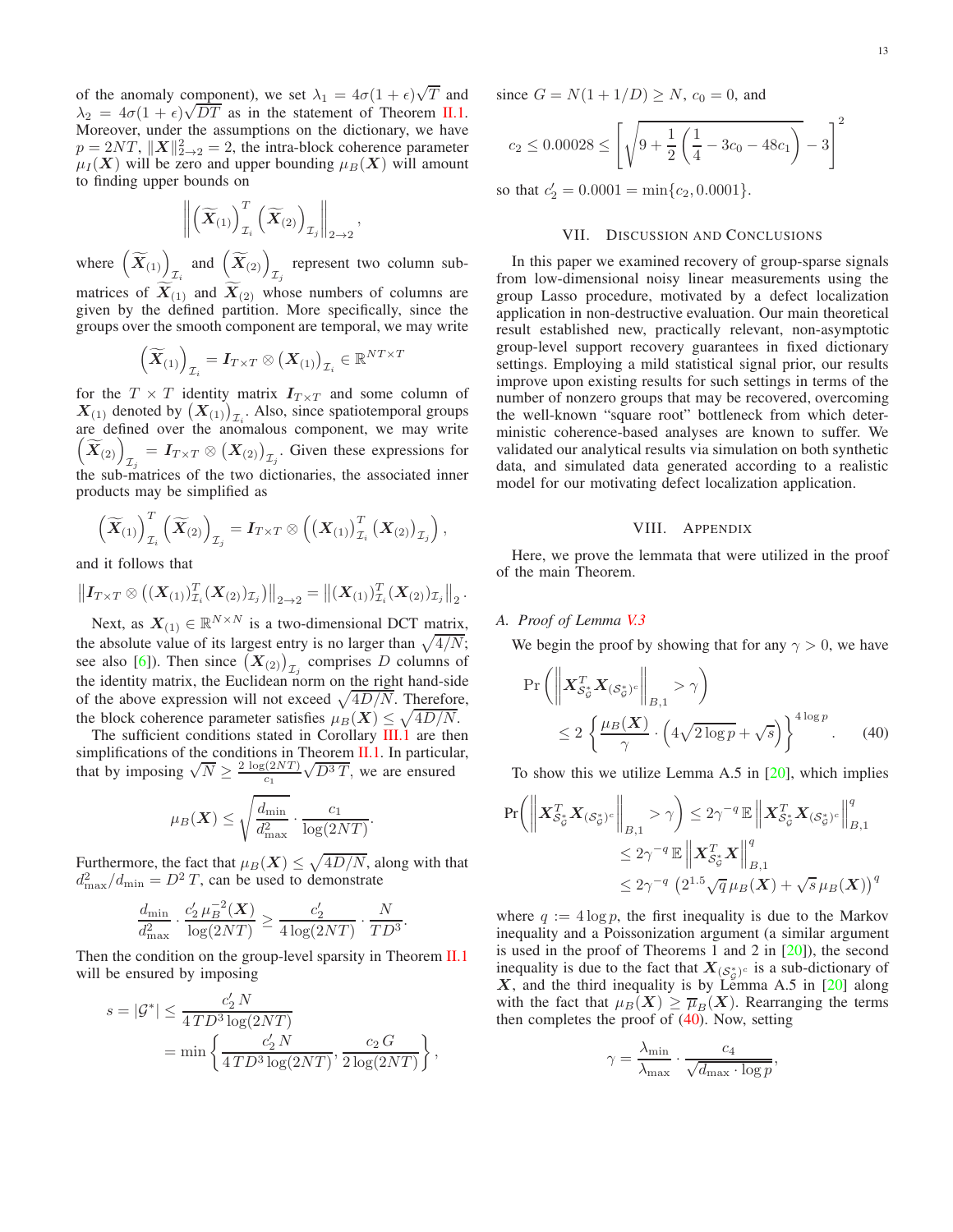of the anomaly component), we set $\lambda_1 = 4\sigma(1+\epsilon)\sqrt{T}$ and $\lambda_2 = 4\sigma(1+\epsilon)\sqrt{DT}$ as in the statement of Theorem II.1. Moreover, under the assumptions on the dictionary, we have $p = 2NT$, $\|\boldsymbol{X}\|_{2\to 2}^2 = 2$, the intra-block coherence parameter $\mu_I(\boldsymbol{X})$ will be zero and upper bounding $\mu_B(\boldsymbol{X})$ will amount to finding upper bounds on

$$\left\| \left(\widetilde{\boldsymbol{X}}_{(1)}\right)_{\mathcal{I}_i}^T \left(\widetilde{\boldsymbol{X}}_{(2)}\right)_{\mathcal{I}_j} \right\|_{2\to 2},$$

where $\left(\widetilde{\boldsymbol{X}}_{(1)}\right)_{\mathcal{I}_i}$ and $\left(\widetilde{\boldsymbol{X}}_{(2)}\right)_{\mathcal{I}_j}$ represent two column sub-matrices of $\widetilde{\boldsymbol{X}}_{(1)}$ and $\widetilde{\boldsymbol{X}}_{(2)}$ whose numbers of columns are given by the defined partition. More specifically, since the groups over the smooth component are temporal, we may write

$$\left(\widetilde{\boldsymbol{X}}_{(1)}\right)_{\mathcal{I}_i} = \boldsymbol{I}_{T\times T} \otimes \left(\boldsymbol{X}_{(1)}\right)_{\mathcal{I}_i} \in \mathbb{R}^{NT\times T}$$

for the $T \times T$ identity matrix $\boldsymbol{I}_{T\times T}$ and some column of $\boldsymbol{X}_{(1)}$ denoted by $\left(\boldsymbol{X}_{(1)}\right)_{\mathcal{I}_i}$. Also, since spatiotemporal groups are defined over the anomalous component, we may write $\left(\widetilde{\boldsymbol{X}}_{(2)}\right)_{\mathcal{I}_j} = \boldsymbol{I}_{T\times T} \otimes \left(\boldsymbol{X}_{(2)}\right)_{\mathcal{I}_j}$. Given these expressions for the sub-matrices of the two dictionaries, the associated inner products may be simplified as

$$\left(\widetilde{\boldsymbol{X}}_{(1)}\right)_{\mathcal{I}_i}^T \left(\widetilde{\boldsymbol{X}}_{(2)}\right)_{\mathcal{I}_j} = \boldsymbol{I}_{T\times T} \otimes \left(\left(\boldsymbol{X}_{(1)}\right)_{\mathcal{I}_i}^T \left(\boldsymbol{X}_{(2)}\right)_{\mathcal{I}_j}\right),$$

and it follows that

$$\left\|\boldsymbol{I}_{T\times T} \otimes \left((\boldsymbol{X}_{(1)})_{\mathcal{I}_i}^T (\boldsymbol{X}_{(2)})_{\mathcal{I}_j}\right)\right\|_{2\to 2} = \left\|(\boldsymbol{X}_{(1)})_{\mathcal{I}_i}^T (\boldsymbol{X}_{(2)})_{\mathcal{I}_j}\right\|_2.$$

Next, as $\boldsymbol{X}_{(1)} \in \mathbb{R}^{N\times N}$ is a two-dimensional DCT matrix, the absolute value of its largest entry is no larger than $\sqrt{4/N}$; see also [6]). Then since $\left(\boldsymbol{X}_{(2)}\right)_{\mathcal{I}_j}$ comprises $D$ columns of the identity matrix, the Euclidean norm on the right hand-side of the above expression will not exceed $\sqrt{4D/N}$. Therefore, the block coherence parameter satisfies $\mu_B(\boldsymbol{X}) \leq \sqrt{4D/N}$.

The sufficient conditions stated in Corollary III.1 are then simplifications of the conditions in Theorem II.1. In particular, that by imposing $\sqrt{N} \geq \frac{2\log(2NT)}{c_1}\sqrt{D^3 T}$, we are ensured

$$\mu_B(\boldsymbol{X}) \leq \sqrt{\frac{d_{\min}}{d_{\max}^2}} \cdot \frac{c_1}{\log(2NT)}.$$

Furthermore, the fact that $\mu_B(\boldsymbol{X}) \leq \sqrt{4D/N}$, along with that $d_{\max}^2/d_{\min} = D^2\, T$, can be used to demonstrate

$$\frac{d_{\min}}{d_{\max}^2} \cdot \frac{c_2'\, \mu_B^{-2}(\boldsymbol{X})}{\log(2NT)} \geq \frac{c_2'}{4\log(2NT)} \cdot \frac{N}{TD^3}.$$

Then the condition on the group-level sparsity in Theorem II.1 will be ensured by imposing

$$\begin{aligned} s = |\mathcal{G}^*| &\leq \frac{c_2'\, N}{4\, TD^3 \log(2NT)} \\ &= \min\left\{\frac{c_2'\, N}{4\, TD^3\log(2NT)}, \frac{c_2\, G}{2\log(2NT)}\right\}, \end{aligned}$$

since $G = N(1+1/D) \geq N$, $c_0 = 0$, and

$$c_2 \leq 0.00028 \leq \left[\sqrt{9 + \frac{1}{2}\left(\frac{1}{4} - 3c_0 - 48c_1\right)} - 3\right]^2$$

so that $c_2' = 0.0001 = \min\{c_2, 0.0001\}$.

## VII. Discussion and Conclusions

In this paper we examined recovery of group-sparse signals from low-dimensional noisy linear measurements using the group Lasso procedure, motivated by a defect localization application in non-destructive evaluation. Our main theoretical result established new, practically relevant, non-asymptotic group-level support recovery guarantees in fixed dictionary settings. Employing a mild statistical signal prior, our results improve upon existing results for such settings in terms of the number of nonzero groups that may be recovered, overcoming the well-known "square root" bottleneck from which deterministic coherence-based analyses are known to suffer. We validated our analytical results via simulation on both synthetic data, and simulated data generated according to a realistic model for our motivating defect localization application.

## VIII. Appendix

Here, we prove the lemmata that were utilized in the proof of the main Theorem.

### A. Proof of Lemma V.3

We begin the proof by showing that for any $\gamma > 0$, we have

$$\begin{aligned} \Pr&\left(\left\|\boldsymbol{X}_{\mathcal{S}_{\mathcal{G}}^*}^T \boldsymbol{X}_{(\mathcal{S}_{\mathcal{G}}^*)^c}\right\|_{B,1} > \gamma\right) \\ &\leq 2\left\{\frac{\mu_B(\boldsymbol{X})}{\gamma} \cdot \left(4\sqrt{2\log p} + \sqrt{s}\right)\right\}^{4\log p}. \end{aligned} \tag{40}$$

To show this we utilize Lemma A.5 in [20], which implies

$$\begin{aligned} \Pr\!\left(\left\|\boldsymbol{X}_{\mathcal{S}_{\mathcal{G}}^*}^T \boldsymbol{X}_{(\mathcal{S}_{\mathcal{G}}^*)^c}\right\|_{B,1} > \gamma\right) &\leq 2\gamma^{-q}\, \mathbb{E}\left\|\boldsymbol{X}_{\mathcal{S}_{\mathcal{G}}^*}^T \boldsymbol{X}_{(\mathcal{S}_{\mathcal{G}}^*)^c}\right\|_{B,1}^q \\ &\leq 2\gamma^{-q}\, \mathbb{E}\left\|\boldsymbol{X}_{\mathcal{S}_{\mathcal{G}}^*}^T \boldsymbol{X}\right\|_{B,1}^q \\ &\leq 2\gamma^{-q}\left(2^{1.5}\sqrt{q}\,\mu_B(\boldsymbol{X}) + \sqrt{s}\,\mu_B(\boldsymbol{X})\right)^q \end{aligned}$$

where $q := 4\log p$, the first inequality is due to the Markov inequality and a Poissonization argument (a similar argument is used in the proof of Theorems 1 and 2 in [20]), the second inequality is due to the fact that $\boldsymbol{X}_{(\mathcal{S}_{\mathcal{G}}^*)^c}$ is a sub-dictionary of $\boldsymbol{X}$, and the third inequality is by Lemma A.5 in [20] along with the fact that $\mu_B(\boldsymbol{X}) \geq \overline{\mu}_B(\boldsymbol{X})$. Rearranging the terms then completes the proof of (40). Now, setting

$$\gamma = \frac{\lambda_{\min}}{\lambda_{\max}} \cdot \frac{c_4}{\sqrt{d_{\max} \cdot \log p}},$$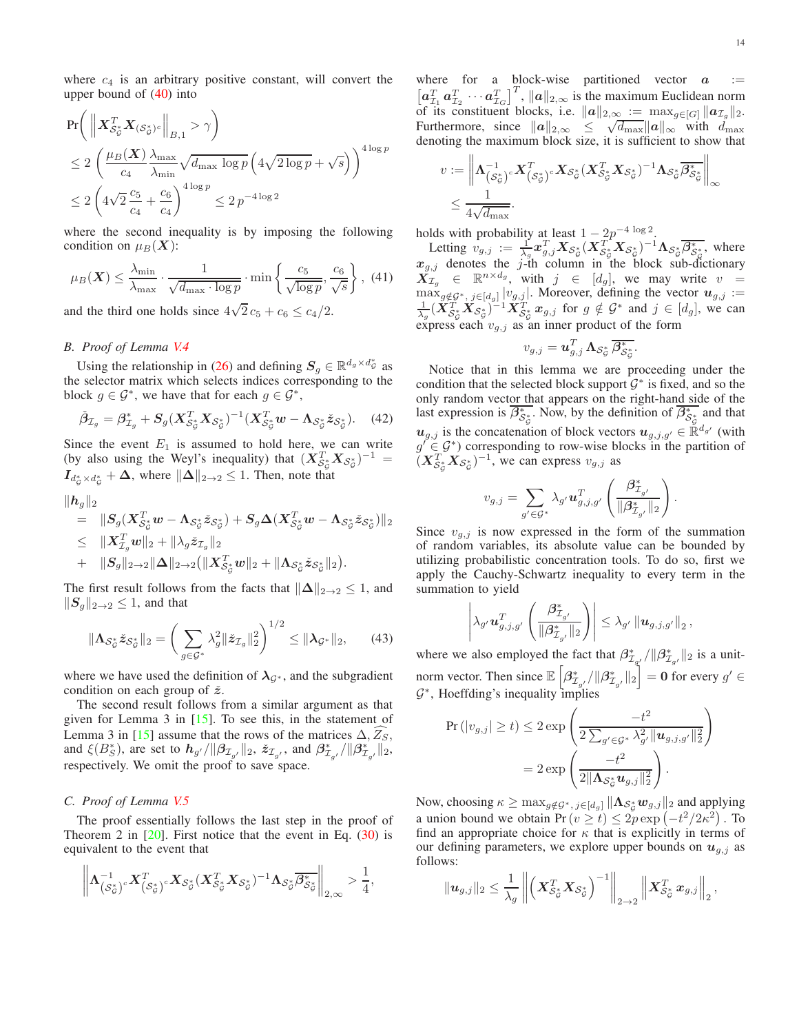where $c_4$ is an arbitrary positive constant, will convert the upper bound of (40) into

$$\Pr\left( \left\| \boldsymbol{X}_{\mathcal{S}_{\mathcal{G}}^*}^T \boldsymbol{X}_{(\mathcal{S}_{\mathcal{G}}^*)^c} \right\|_{B,1} > \gamma \right)$$
$$\leq 2 \left( \frac{\mu_B(\boldsymbol{X})}{c_4} \frac{\lambda_{\max}}{\lambda_{\min}} \sqrt{d_{\max} \log p} \left( 4\sqrt{2\log p} + \sqrt{s} \right) \right)^{4\log p}$$
$$\leq 2 \left( 4\sqrt{2}\,\frac{c_5}{c_4} + \frac{c_6}{c_4} \right)^{4\log p} \leq 2\, p^{-4\log 2}$$

where the second inequality is by imposing the following condition on $\mu_B(\boldsymbol{X})$:

$$\mu_B(\boldsymbol{X}) \leq \frac{\lambda_{\min}}{\lambda_{\max}} \cdot \frac{1}{\sqrt{d_{\max} \cdot \log p}} \cdot \min\left\{ \frac{c_5}{\sqrt{\log p}}, \frac{c_6}{\sqrt{s}} \right\}, \quad (41)$$

and the third one holds since $4\sqrt{2}\,c_5 + c_6 \leq c_4/2$.

### B. Proof of Lemma V.4

Using the relationship in (26) and defining $\boldsymbol{S}_g \in \mathbb{R}^{d_g \times d_{\mathcal{G}}^*}$ as the selector matrix which selects indices corresponding to the block $g \in \mathcal{G}^*$, we have that for each $g \in \mathcal{G}^*$,

$$\check{\boldsymbol{\beta}}_{\mathcal{I}_g} = \boldsymbol{\beta}^*_{\mathcal{I}_g} + \boldsymbol{S}_g (\boldsymbol{X}_{\mathcal{S}_{\mathcal{G}}^*}^T \boldsymbol{X}_{\mathcal{S}_{\mathcal{G}}^*})^{-1} (\boldsymbol{X}_{\mathcal{S}_{\mathcal{G}}^*}^T \boldsymbol{w} - \boldsymbol{\Lambda}_{\mathcal{S}_{\mathcal{G}}^*} \check{\boldsymbol{z}}_{\mathcal{S}_{\mathcal{G}}^*}). \quad (42)$$

Since the event $E_1$ is assumed to hold here, we can write (by also using the Weyl's inequality) that $(\boldsymbol{X}_{\mathcal{S}_{\mathcal{G}}^*}^T \boldsymbol{X}_{\mathcal{S}_{\mathcal{G}}^*})^{-1} = \boldsymbol{I}_{d_{\mathcal{G}}^* \times d_{\mathcal{G}}^*} + \boldsymbol{\Delta}$, where $\|\boldsymbol{\Delta}\|_{2\to 2} \leq 1$. Then, note that

$$\begin{aligned}
&\|\boldsymbol{h}_g\|_2 \\
&= \|\boldsymbol{S}_g(\boldsymbol{X}_{\mathcal{S}_{\mathcal{G}}^*}^T \boldsymbol{w} - \boldsymbol{\Lambda}_{\mathcal{S}_{\mathcal{G}}^*} \check{\boldsymbol{z}}_{\mathcal{S}_{\mathcal{G}}^*}) + \boldsymbol{S}_g \boldsymbol{\Delta} (\boldsymbol{X}_{\mathcal{S}_{\mathcal{G}}^*}^T \boldsymbol{w} - \boldsymbol{\Lambda}_{\mathcal{S}_{\mathcal{G}}^*} \check{\boldsymbol{z}}_{\mathcal{S}_{\mathcal{G}}^*})\|_2 \\
&\leq \|\boldsymbol{X}_{\mathcal{I}_g}^T \boldsymbol{w}\|_2 + \|\lambda_g \check{\boldsymbol{z}}_{\mathcal{I}_g}\|_2 \\
&+ \|\boldsymbol{S}_g\|_{2\to 2} \|\boldsymbol{\Delta}\|_{2\to 2} \big( \|\boldsymbol{X}_{\mathcal{S}_{\mathcal{G}}^*}^T \boldsymbol{w}\|_2 + \|\boldsymbol{\Lambda}_{\mathcal{S}_{\mathcal{G}}^*} \check{\boldsymbol{z}}_{\mathcal{S}_{\mathcal{G}}^*}\|_2 \big).
\end{aligned}$$

The first result follows from the facts that $\|\boldsymbol{\Delta}\|_{2\to 2} \leq 1$, and $\|\boldsymbol{S}_g\|_{2\to 2} \leq 1$, and that

$$\|\boldsymbol{\Lambda}_{\mathcal{S}_{\mathcal{G}}^*} \check{\boldsymbol{z}}_{\mathcal{S}_{\mathcal{G}}^*}\|_2 = \left( \sum_{g \in \mathcal{G}^*} \lambda_g^2 \|\check{\boldsymbol{z}}_{\mathcal{I}_g}\|_2^2 \right)^{1/2} \leq \|\boldsymbol{\lambda}_{\mathcal{G}^*}\|_2, \quad (43)$$

where we have used the definition of $\boldsymbol{\lambda}_{\mathcal{G}^*}$, and the subgradient condition on each group of $\check{\boldsymbol{z}}$.

The second result follows from a similar argument as that given for Lemma 3 in [15]. To see this, in the statement of Lemma 3 in [15] assume that the rows of the matrices $\Delta$, $\widehat{Z_S}$, and $\xi(B_S^*)$, are set to $\boldsymbol{h}_{g'}/\|\boldsymbol{\beta}_{\mathcal{I}_{g'}}\|_2$, $\check{\boldsymbol{z}}_{\mathcal{I}_{g'}}$, and $\boldsymbol{\beta}^*_{\mathcal{I}_{g'}}/\|\boldsymbol{\beta}^*_{\mathcal{I}_{g'}}\|_2$, respectively. We omit the proof to save space.

### C. Proof of Lemma V.5

The proof essentially follows the last step in the proof of Theorem 2 in [20]. First notice that the event in Eq. (30) is equivalent to the event that

$$\left\| \boldsymbol{\Lambda}^{-1}_{(\mathcal{S}_{\mathcal{G}}^*)^c} \boldsymbol{X}^T_{(\mathcal{S}_{\mathcal{G}}^*)^c} \boldsymbol{X}_{\mathcal{S}_{\mathcal{G}}^*} (\boldsymbol{X}_{\mathcal{S}_{\mathcal{G}}^*}^T \boldsymbol{X}_{\mathcal{S}_{\mathcal{G}}^*})^{-1} \boldsymbol{\Lambda}_{\mathcal{S}_{\mathcal{G}}^*} \overline{\boldsymbol{\beta}^*_{\mathcal{S}_{\mathcal{G}}^*}} \right\|_{2,\infty} > \frac{1}{4},$$

where for a block-wise partitioned vector $\boldsymbol{a} := \left[ \boldsymbol{a}_{\mathcal{I}_1}^T\, \boldsymbol{a}_{\mathcal{I}_2}^T \cdots \boldsymbol{a}_{\mathcal{I}_G}^T \right]^T$, $\|\boldsymbol{a}\|_{2,\infty}$ is the maximum Euclidean norm of its constituent blocks, i.e. $\|\boldsymbol{a}\|_{2,\infty} := \max_{g\in[G]} \|\boldsymbol{a}_{\mathcal{I}_g}\|_2$. Furthermore, since $\|\boldsymbol{a}\|_{2,\infty} \leq \sqrt{d_{\max}}\|\boldsymbol{a}\|_\infty$ with $d_{\max}$ denoting the maximum block size, it is sufficient to show that

$$v := \left\| \boldsymbol{\Lambda}^{-1}_{(\mathcal{S}_{\mathcal{G}}^*)^c} \boldsymbol{X}^T_{(\mathcal{S}_{\mathcal{G}}^*)^c} \boldsymbol{X}_{\mathcal{S}_{\mathcal{G}}^*} (\boldsymbol{X}_{\mathcal{S}_{\mathcal{G}}^*}^T \boldsymbol{X}_{\mathcal{S}_{\mathcal{G}}^*})^{-1} \boldsymbol{\Lambda}_{\mathcal{S}_{\mathcal{G}}^*} \overline{\boldsymbol{\beta}^*_{\mathcal{S}_{\mathcal{G}}^*}} \right\|_\infty$$
$$\leq \frac{1}{4\sqrt{d_{\max}}}.$$

holds with probability at least $1 - 2p^{-4\log 2}$.

Letting $v_{g,j} := \frac{1}{\lambda_g} \boldsymbol{x}_{g,j}^T \boldsymbol{X}_{\mathcal{S}_{\mathcal{G}}^*} (\boldsymbol{X}_{\mathcal{S}_{\mathcal{G}}^*}^T \boldsymbol{X}_{\mathcal{S}_{\mathcal{G}}^*})^{-1} \boldsymbol{\Lambda}_{\mathcal{S}_{\mathcal{G}}^*} \overline{\boldsymbol{\beta}^*_{\mathcal{S}_{\mathcal{G}}^*}}$, where $\boldsymbol{x}_{g,j}$ denotes the $j$-th column in the block sub-dictionary $\boldsymbol{X}_{\mathcal{I}_g} \in \mathbb{R}^{n \times d_g}$, with $j \in [d_g]$, we may write $v = \max_{g\notin\mathcal{G}^*,\, j\in[d_g]} |v_{g,j}|$. Moreover, defining the vector $\boldsymbol{u}_{g,j} := \frac{1}{\lambda_g} (\boldsymbol{X}_{\mathcal{S}_{\mathcal{G}}^*}^T \boldsymbol{X}_{\mathcal{S}_{\mathcal{G}}^*})^{-1} \boldsymbol{X}_{\mathcal{S}_{\mathcal{G}}^*}^T \boldsymbol{x}_{g,j}$ for $g \notin \mathcal{G}^*$ and $j \in [d_g]$, we can express each $v_{g,j}$ as an inner product of the form

$$v_{g,j} = \boldsymbol{u}_{g,j}^T\, \boldsymbol{\Lambda}_{\mathcal{S}_{\mathcal{G}}^*}\, \overline{\boldsymbol{\beta}^*_{\mathcal{S}_{\mathcal{G}}^*}}.$$

Notice that in this lemma we are proceeding under the condition that the selected block support $\mathcal{G}^*$ is fixed, and so the only random vector that appears on the right-hand side of the last expression is $\overline{\boldsymbol{\beta}^*_{\mathcal{S}_{\mathcal{G}}^*}}$. Now, by the definition of $\overline{\boldsymbol{\beta}^*_{\mathcal{S}_{\mathcal{G}}^*}}$ and that $\boldsymbol{u}_{g,j}$ is the concatenation of block vectors $\boldsymbol{u}_{g,j,g'} \in \mathbb{R}^{d_{g'}}$ (with $g' \in \mathcal{G}^*$) corresponding to row-wise blocks in the partition of $(\boldsymbol{X}_{\mathcal{S}_{\mathcal{G}}^*}^T \boldsymbol{X}_{\mathcal{S}_{\mathcal{G}}^*})^{-1}$, we can express $v_{g,j}$ as

$$v_{g,j} = \sum_{g' \in \mathcal{G}^*} \lambda_{g'} \boldsymbol{u}_{g,j,g'}^T \left( \frac{\boldsymbol{\beta}^*_{\mathcal{I}_{g'}}}{\|\boldsymbol{\beta}^*_{\mathcal{I}_{g'}}\|_2} \right).$$

Since $v_{g,j}$ is now expressed in the form of the summation of random variables, its absolute value can be bounded by utilizing probabilistic concentration tools. To do so, first we apply the Cauchy-Schwartz inequality to every term in the summation to yield

$$\left| \lambda_{g'} \boldsymbol{u}_{g,j,g'}^T \left( \frac{\boldsymbol{\beta}^*_{\mathcal{I}_{g'}}}{\|\boldsymbol{\beta}^*_{\mathcal{I}_{g'}}\|_2} \right) \right| \leq \lambda_{g'} \|\boldsymbol{u}_{g,j,g'}\|_2\,,$$

where we also employed the fact that $\boldsymbol{\beta}^*_{\mathcal{I}_{g'}}/\|\boldsymbol{\beta}^*_{\mathcal{I}_{g'}}\|_2$ is a unit-norm vector. Then since $\mathbb{E}\left[ \boldsymbol{\beta}^*_{\mathcal{I}_{g'}}/\|\boldsymbol{\beta}^*_{\mathcal{I}_{g'}}\|_2 \right] = \boldsymbol{0}$ for every $g' \in \mathcal{G}^*$, Hoeffding's inequality implies

$$\Pr\left(|v_{g,j}| \geq t\right) \leq 2\exp\left( \frac{-t^2}{2\sum_{g'\in\mathcal{G}^*} \lambda_{g'}^2 \|\boldsymbol{u}_{g,j,g'}\|_2^2} \right)$$
$$= 2\exp\left( \frac{-t^2}{2\|\boldsymbol{\Lambda}_{\mathcal{S}_{\mathcal{G}}^*} \boldsymbol{u}_{g,j}\|_2^2} \right).$$

Now, choosing $\kappa \geq \max_{g\notin\mathcal{G}^*,\, j\in[d_g]} \|\boldsymbol{\Lambda}_{\mathcal{S}_{\mathcal{G}}^*} \boldsymbol{w}_{g,j}\|_2$ and applying a union bound we obtain $\Pr\left(v \geq t\right) \leq 2p\exp\left(-t^2/2\kappa^2\right)$. To find an appropriate choice for $\kappa$ that is explicitly in terms of our defining parameters, we explore upper bounds on $\boldsymbol{u}_{g,j}$ as follows:

$$\|\boldsymbol{u}_{g,j}\|_2 \leq \frac{1}{\lambda_g} \left\| \left( \boldsymbol{X}_{\mathcal{S}_{\mathcal{G}}^*}^T \boldsymbol{X}_{\mathcal{S}_{\mathcal{G}}^*} \right)^{-1} \right\|_{2\to 2} \left\| \boldsymbol{X}_{\mathcal{S}_{\mathcal{G}}^*}^T \boldsymbol{x}_{g,j} \right\|_2,$$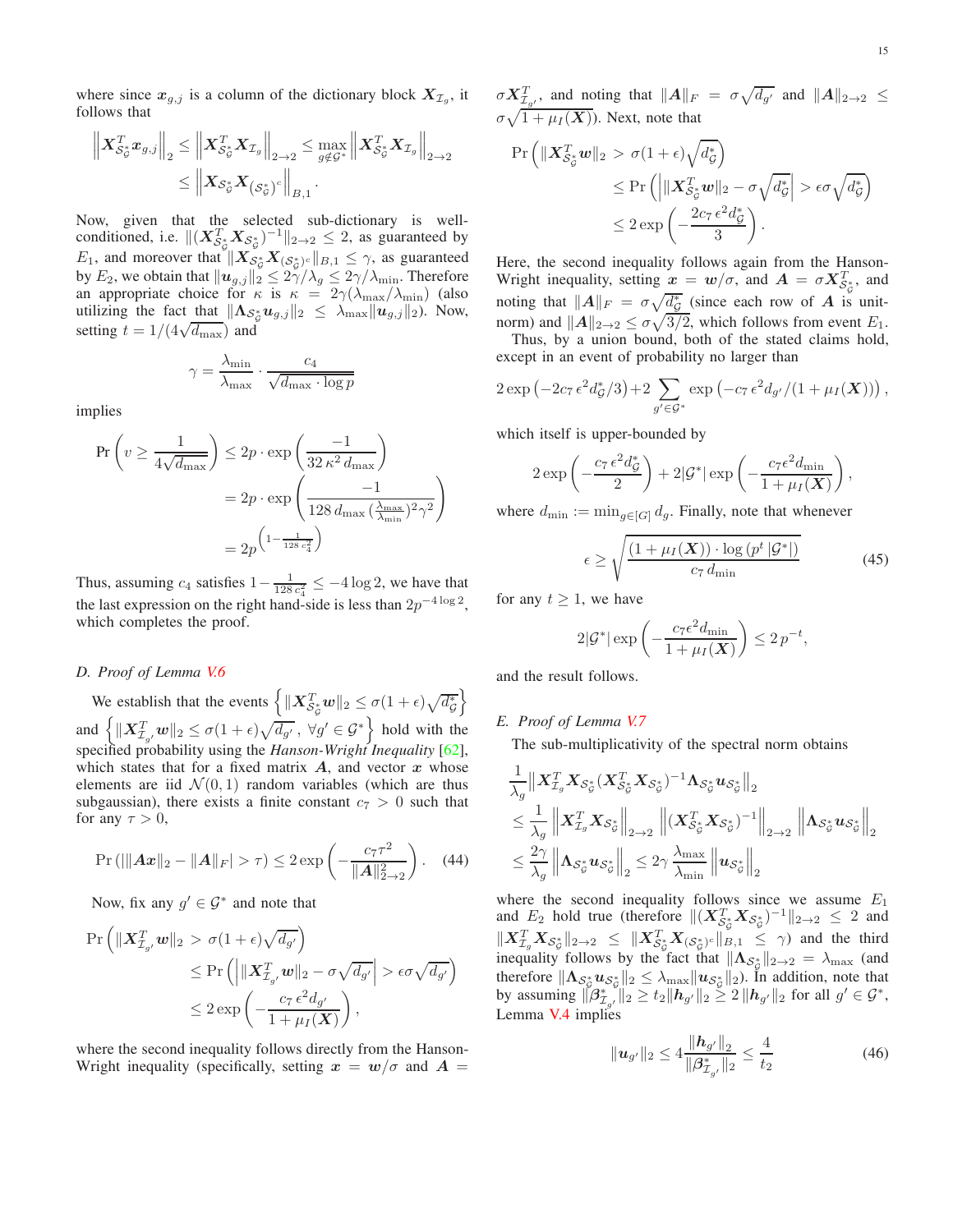where since $\boldsymbol{x}_{g,j}$ is a column of the dictionary block $\boldsymbol{X}_{\mathcal{I}_g}$, it follows that

$$
\begin{aligned}
\left\|\boldsymbol{X}_{\mathcal{S}_\mathcal{G}^*}^T \boldsymbol{x}_{g,j}\right\|_2 &\leq \left\|\boldsymbol{X}_{\mathcal{S}_\mathcal{G}^*}^T \boldsymbol{X}_{\mathcal{I}_g}\right\|_{2\to 2} \leq \max_{g\notin\mathcal{G}^*} \left\|\boldsymbol{X}_{\mathcal{S}_\mathcal{G}^*}^T \boldsymbol{X}_{\mathcal{I}_g}\right\|_{2\to 2} \\
&\leq \left\|\boldsymbol{X}_{\mathcal{S}_\mathcal{G}^*} \boldsymbol{X}_{(\mathcal{S}_\mathcal{G}^*)^c}\right\|_{B,1}.
\end{aligned}
$$

Now, given that the selected sub-dictionary is well-conditioned, i.e. $\|(\boldsymbol{X}_{\mathcal{S}_\mathcal{G}^*}^T \boldsymbol{X}_{\mathcal{S}_\mathcal{G}^*})^{-1}\|_{2\to 2} \leq 2$, as guaranteed by $E_1$, and moreover that $\|\boldsymbol{X}_{\mathcal{S}_\mathcal{G}^*} \boldsymbol{X}_{(\mathcal{S}_\mathcal{G}^*)^c}\|_{B,1} \leq \gamma$, as guaranteed by $E_2$, we obtain that $\|\boldsymbol{u}_{g,j}\|_2 \leq 2\gamma/\lambda_g \leq 2\gamma/\lambda_{\min}$. Therefore an appropriate choice for $\kappa$ is $\kappa = 2\gamma(\lambda_{\max}/\lambda_{\min})$ (also utilizing the fact that $\|\boldsymbol{\Lambda}_{\mathcal{S}_\mathcal{G}^*} \boldsymbol{u}_{g,j}\|_2 \leq \lambda_{\max}\|\boldsymbol{u}_{g,j}\|_2$). Now, setting $t = 1/(4\sqrt{d_{\max}})$ and

$$
\gamma = \frac{\lambda_{\min}}{\lambda_{\max}} \cdot \frac{c_4}{\sqrt{d_{\max} \cdot \log p}}
$$

implies

$$
\begin{aligned}
\Pr\left(v \geq \frac{1}{4\sqrt{d_{\max}}}\right) &\leq 2p \cdot \exp\left(\frac{-1}{32\,\kappa^2\, d_{\max}}\right) \\
&= 2p \cdot \exp\left(\frac{-1}{128\, d_{\max}\, (\frac{\lambda_{\max}}{\lambda_{\min}})^2 \gamma^2}\right) \\
&= 2p^{\left(1 - \frac{1}{128\, c_4^2}\right)}
\end{aligned}
$$

Thus, assuming $c_4$ satisfies $1 - \frac{1}{128\, c_4^2} \leq -4\log 2$, we have that the last expression on the right hand-side is less than $2p^{-4\log 2}$, which completes the proof.

### D. Proof of Lemma V.6

We establish that the events $\left\{\|\boldsymbol{X}_{\mathcal{S}_\mathcal{G}^*}^T \boldsymbol{w}\|_2 \leq \sigma(1+\epsilon)\sqrt{d_\mathcal{G}^*}\right\}$ and $\left\{\|\boldsymbol{X}_{\mathcal{I}_{g'}}^T \boldsymbol{w}\|_2 \leq \sigma(1+\epsilon)\sqrt{d_{g'}},\ \forall g' \in \mathcal{G}^*\right\}$ hold with the specified probability using the *Hanson-Wright Inequality* [62], which states that for a fixed matrix $\boldsymbol{A}$, and vector $\boldsymbol{x}$ whose elements are iid $\mathcal{N}(0,1)$ random variables (which are thus subgaussian), there exists a finite constant $c_7 > 0$ such that for any $\tau > 0$,

$$
\Pr\left(|\|\boldsymbol{A}\boldsymbol{x}\|_2 - \|\boldsymbol{A}\|_F| > \tau\right) \leq 2\exp\left(-\frac{c_7 \tau^2}{\|\boldsymbol{A}\|_{2\to 2}^2}\right). \quad (44)
$$

Now, fix any $g' \in \mathcal{G}^*$ and note that

$$
\begin{aligned}
\Pr&\left(\|\boldsymbol{X}_{\mathcal{I}_{g'}}^T \boldsymbol{w}\|_2 > \sigma(1+\epsilon)\sqrt{d_{g'}}\right) \\
&\leq \Pr\left(\left|\|\boldsymbol{X}_{\mathcal{I}_{g'}}^T \boldsymbol{w}\|_2 - \sigma\sqrt{d_{g'}}\right| > \epsilon\sigma\sqrt{d_{g'}}\right) \\
&\leq 2\exp\left(-\frac{c_7\,\epsilon^2 d_{g'}}{1+\mu_I(\boldsymbol{X})}\right),
\end{aligned}
$$

where the second inequality follows directly from the Hanson-Wright inequality (specifically, setting $\boldsymbol{x} = \boldsymbol{w}/\sigma$ and $\boldsymbol{A} = \sigma\boldsymbol{X}_{\mathcal{I}_{g'}}^T$, and noting that $\|\boldsymbol{A}\|_F = \sigma\sqrt{d_{g'}}$ and $\|\boldsymbol{A}\|_{2\to 2} \leq \sigma\sqrt{1+\mu_I(\boldsymbol{X})}$). Next, note that

$$
\begin{aligned}
\Pr&\left(\|\boldsymbol{X}_{\mathcal{S}_\mathcal{G}^*}^T \boldsymbol{w}\|_2 > \sigma(1+\epsilon)\sqrt{d_\mathcal{G}^*}\right) \\
&\leq \Pr\left(\left|\|\boldsymbol{X}_{\mathcal{S}_\mathcal{G}^*}^T \boldsymbol{w}\|_2 - \sigma\sqrt{d_\mathcal{G}^*}\right| > \epsilon\sigma\sqrt{d_\mathcal{G}^*}\right) \\
&\leq 2\exp\left(-\frac{2c_7\,\epsilon^2 d_\mathcal{G}^*}{3}\right).
\end{aligned}
$$

Here, the second inequality follows again from the Hanson-Wright inequality, setting $\boldsymbol{x} = \boldsymbol{w}/\sigma$, and $\boldsymbol{A} = \sigma\boldsymbol{X}_{\mathcal{S}_\mathcal{G}^*}^T$, and noting that $\|\boldsymbol{A}\|_F = \sigma\sqrt{d_\mathcal{G}^*}$ (since each row of $\boldsymbol{A}$ is unit-norm) and $\|\boldsymbol{A}\|_{2\to 2} \leq \sigma\sqrt{3/2}$, which follows from event $E_1$.

Thus, by a union bound, both of the stated claims hold, except in an event of probability no larger than

$$
2\exp\left(-2c_7\,\epsilon^2 d_\mathcal{G}^*/3\right) + 2\sum_{g'\in\mathcal{G}^*} \exp\left(-c_7\,\epsilon^2 d_{g'}/(1+\mu_I(\boldsymbol{X}))\right),
$$

which itself is upper-bounded by

$$
2\exp\left(-\frac{c_7\,\epsilon^2 d_\mathcal{G}^*}{2}\right) + 2|\mathcal{G}^*|\exp\left(-\frac{c_7\epsilon^2 d_{\min}}{1+\mu_I(\boldsymbol{X})}\right),
$$

where $d_{\min} := \min_{g\in[G]} d_g$. Finally, note that whenever

$$
\epsilon \geq \sqrt{\frac{(1+\mu_I(\boldsymbol{X}))\cdot\log\left(p^t\,|\mathcal{G}^*|\right)}{c_7\, d_{\min}}} \quad (45)
$$

for any $t \geq 1$, we have

$$
2|\mathcal{G}^*|\exp\left(-\frac{c_7\epsilon^2 d_{\min}}{1+\mu_I(\boldsymbol{X})}\right) \leq 2\,p^{-t},
$$

and the result follows.

### E. Proof of Lemma V.7

The sub-multiplicativity of the spectral norm obtains

$$
\begin{aligned}
&\frac{1}{\lambda_g}\left\|\boldsymbol{X}_{\mathcal{I}_g}^T \boldsymbol{X}_{\mathcal{S}_\mathcal{G}^*}(\boldsymbol{X}_{\mathcal{S}_\mathcal{G}^*}^T \boldsymbol{X}_{\mathcal{S}_\mathcal{G}^*})^{-1}\boldsymbol{\Lambda}_{\mathcal{S}_\mathcal{G}^*}\boldsymbol{u}_{\mathcal{S}_\mathcal{G}^*}\right\|_2 \\
&\leq \frac{1}{\lambda_g}\left\|\boldsymbol{X}_{\mathcal{I}_g}^T \boldsymbol{X}_{\mathcal{S}_\mathcal{G}^*}\right\|_{2\to 2}\left\|(\boldsymbol{X}_{\mathcal{S}_\mathcal{G}^*}^T \boldsymbol{X}_{\mathcal{S}_\mathcal{G}^*})^{-1}\right\|_{2\to 2}\left\|\boldsymbol{\Lambda}_{\mathcal{S}_\mathcal{G}^*}\boldsymbol{u}_{\mathcal{S}_\mathcal{G}^*}\right\|_2 \\
&\leq \frac{2\gamma}{\lambda_g}\left\|\boldsymbol{\Lambda}_{\mathcal{S}_\mathcal{G}^*}\boldsymbol{u}_{\mathcal{S}_\mathcal{G}^*}\right\|_2 \leq 2\gamma\,\frac{\lambda_{\max}}{\lambda_{\min}}\left\|\boldsymbol{u}_{\mathcal{S}_\mathcal{G}^*}\right\|_2
\end{aligned}
$$

where the second inequality follows since we assume $E_1$ and $E_2$ hold true (therefore $\|(\boldsymbol{X}_{\mathcal{S}_\mathcal{G}^*}^T \boldsymbol{X}_{\mathcal{S}_\mathcal{G}^*})^{-1}\|_{2\to 2} \leq 2$ and $\|\boldsymbol{X}_{\mathcal{I}_g}^T \boldsymbol{X}_{\mathcal{S}_\mathcal{G}^*}\|_{2\to 2} \leq \|\boldsymbol{X}_{\mathcal{S}_\mathcal{G}^*}^T \boldsymbol{X}_{(\mathcal{S}_\mathcal{G}^*)^c}\|_{B,1} \leq \gamma$) and the third inequality follows by the fact that $\|\boldsymbol{\Lambda}_{\mathcal{S}_\mathcal{G}^*}\|_{2\to 2} = \lambda_{\max}$ (and therefore $\|\boldsymbol{\Lambda}_{\mathcal{S}_\mathcal{G}^*}\boldsymbol{u}_{\mathcal{S}_\mathcal{G}^*}\|_2 \leq \lambda_{\max}\|\boldsymbol{u}_{\mathcal{S}_\mathcal{G}^*}\|_2$). In addition, note that by assuming $\|\boldsymbol{\beta}_{\mathcal{I}_{g'}}^*\|_2 \geq t_2\|\boldsymbol{h}_{g'}\|_2 \geq 2\,\|\boldsymbol{h}_{g'}\|_2$ for all $g' \in \mathcal{G}^*$, Lemma V.4 implies

$$
\|\boldsymbol{u}_{g'}\|_2 \leq 4\frac{\|\boldsymbol{h}_{g'}\|_2}{\|\boldsymbol{\beta}_{\mathcal{I}_{g'}}^*\|_2} \leq \frac{4}{t_2} \quad (46)
$$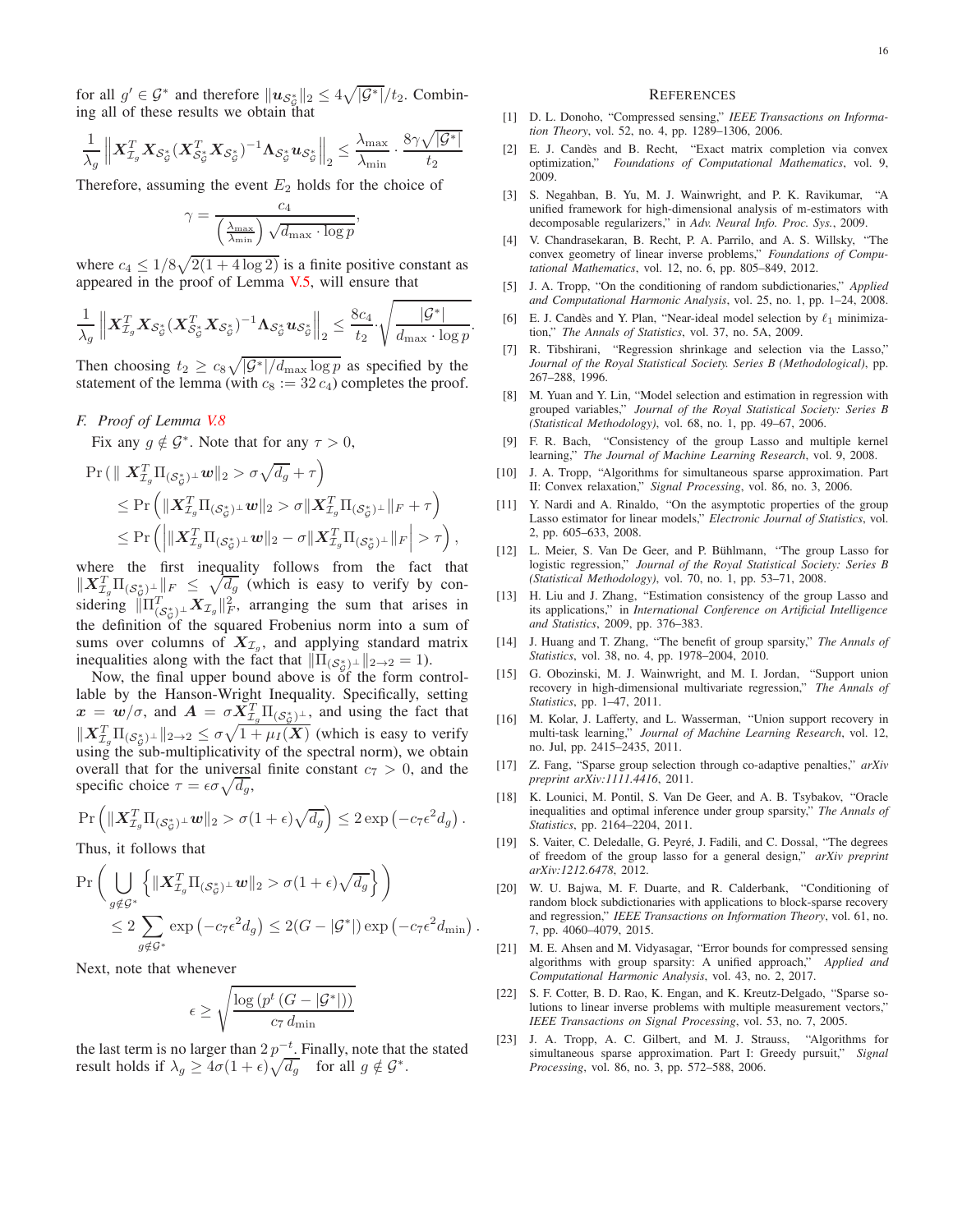for all $g' \in \mathcal{G}^*$ and therefore $\|\boldsymbol{u}_{\mathcal{S}_{\mathcal{G}}^*}\|_2 \leq 4\sqrt{|\mathcal{G}^*|}/t_2$. Combining all of these results we obtain that

$$\frac{1}{\lambda_g}\left\|\boldsymbol{X}_{\mathcal{I}_g}^T\boldsymbol{X}_{\mathcal{S}_{\mathcal{G}}^*}(\boldsymbol{X}_{\mathcal{S}_{\mathcal{G}}^*}^T\boldsymbol{X}_{\mathcal{S}_{\mathcal{G}}^*})^{-1}\boldsymbol{\Lambda}_{\mathcal{S}_{\mathcal{G}}^*}\boldsymbol{u}_{\mathcal{S}_{\mathcal{G}}^*}\right\|_2 \leq \frac{\lambda_{\max}}{\lambda_{\min}}\cdot\frac{8\gamma\sqrt{|\mathcal{G}^*|}}{t_2}$$

Therefore, assuming the event $E_2$ holds for the choice of

$$\gamma = \frac{c_4}{\left(\frac{\lambda_{\max}}{\lambda_{\min}}\right)\sqrt{d_{\max}\cdot\log p}},$$

where $c_4 \leq 1/8\sqrt{2(1+4\log 2)}$ is a finite positive constant as appeared in the proof of Lemma V.5, will ensure that

$$\frac{1}{\lambda_g}\left\|\boldsymbol{X}_{\mathcal{I}_g}^T\boldsymbol{X}_{\mathcal{S}_{\mathcal{G}}^*}(\boldsymbol{X}_{\mathcal{S}_{\mathcal{G}}^*}^T\boldsymbol{X}_{\mathcal{S}_{\mathcal{G}}^*})^{-1}\boldsymbol{\Lambda}_{\mathcal{S}_{\mathcal{G}}^*}\boldsymbol{u}_{\mathcal{S}_{\mathcal{G}}^*}\right\|_2 \leq \frac{8c_4}{t_2}\cdot\sqrt{\frac{|\mathcal{G}^*|}{d_{\max}\cdot\log p}}.$$

Then choosing $t_2 \geq c_8\sqrt{|\mathcal{G}^*|/d_{\max}\log p}$ as specified by the statement of the lemma (with $c_8 := 32\,c_4$) completes the proof.

### F. Proof of Lemma V.8

Fix any $g \notin \mathcal{G}^*$. Note that for any $\tau > 0$,

$$\begin{aligned}
\Pr\left(\|\,\boldsymbol{X}_{\mathcal{I}_g}^T\Pi_{(\mathcal{S}_{\mathcal{G}}^*)^\perp}\boldsymbol{w}\|_2 > \sigma\sqrt{d_g}+\tau\right) &\\
\leq \Pr\left(\|\boldsymbol{X}_{\mathcal{I}_g}^T\Pi_{(\mathcal{S}_{\mathcal{G}}^*)^\perp}\boldsymbol{w}\|_2 > \sigma\|\boldsymbol{X}_{\mathcal{I}_g}^T\Pi_{(\mathcal{S}_{\mathcal{G}}^*)^\perp}\|_F+\tau\right) &\\
\leq \Pr\left(\left|\|\boldsymbol{X}_{\mathcal{I}_g}^T\Pi_{(\mathcal{S}_{\mathcal{G}}^*)^\perp}\boldsymbol{w}\|_2 - \sigma\|\boldsymbol{X}_{\mathcal{I}_g}^T\Pi_{(\mathcal{S}_{\mathcal{G}}^*)^\perp}\|_F\right| > \tau\right), &
\end{aligned}$$

where the first inequality follows from the fact that $\|\boldsymbol{X}_{\mathcal{I}_g}^T\Pi_{(\mathcal{S}_{\mathcal{G}}^*)^\perp}\|_F \leq \sqrt{d_g}$ (which is easy to verify by considering $\|\Pi_{(\mathcal{S}_{\mathcal{G}}^*)^\perp}^T\boldsymbol{X}_{\mathcal{I}_g}\|_F^2$, arranging the sum that arises in the definition of the squared Frobenius norm into a sum of sums over columns of $\boldsymbol{X}_{\mathcal{I}_g}$, and applying standard matrix inequalities along with the fact that $\|\Pi_{(\mathcal{S}_{\mathcal{G}}^*)^\perp}\|_{2\to 2} = 1$).

Now, the final upper bound above is of the form controllable by the Hanson-Wright Inequality. Specifically, setting $\boldsymbol{x} = \boldsymbol{w}/\sigma$, and $\boldsymbol{A} = \sigma\boldsymbol{X}_{\mathcal{I}_g}^T\Pi_{(\mathcal{S}_{\mathcal{G}}^*)^\perp}$, and using the fact that $\|\boldsymbol{X}_{\mathcal{I}_g}^T\Pi_{(\mathcal{S}_{\mathcal{G}}^*)^\perp}\|_{2\to 2} \leq \sigma\sqrt{1+\mu_I(\boldsymbol{X})}$ (which is easy to verify using the sub-multiplicativity of the spectral norm), we obtain overall that for the universal finite constant $c_7 > 0$, and the specific choice $\tau = \epsilon\sigma\sqrt{d_g}$,

$$\Pr\left(\|\boldsymbol{X}_{\mathcal{I}_g}^T\Pi_{(\mathcal{S}_{\mathcal{G}}^*)^\perp}\boldsymbol{w}\|_2 > \sigma(1+\epsilon)\sqrt{d_g}\right) \leq 2\exp\left(-c_7\epsilon^2 d_g\right).$$

Thus, it follows that

$$\begin{aligned}
\Pr\left(\bigcup_{g\notin\mathcal{G}^*}\left\{\|\boldsymbol{X}_{\mathcal{I}_g}^T\Pi_{(\mathcal{S}_{\mathcal{G}}^*)^\perp}\boldsymbol{w}\|_2 > \sigma(1+\epsilon)\sqrt{d_g}\right\}\right) &\\
\leq 2\sum_{g\notin\mathcal{G}^*}\exp\left(-c_7\epsilon^2 d_g\right) \leq 2(G-|\mathcal{G}^*|)\exp\left(-c_7\epsilon^2 d_{\min}\right). &
\end{aligned}$$

Next, note that whenever

$$\epsilon \geq \sqrt{\frac{\log\left(p^t\,(G-|\mathcal{G}^*|)\right)}{c_7\,d_{\min}}}$$

the last term is no larger than $2\,p^{-t}$. Finally, note that the stated result holds if $\lambda_g \geq 4\sigma(1+\epsilon)\sqrt{d_g}$ for all $g \notin \mathcal{G}^*$.

## References

[1] D. L. Donoho, "Compressed sensing," *IEEE Transactions on Information Theory*, vol. 52, no. 4, pp. 1289–1306, 2006.

[2] E. J. Candès and B. Recht, "Exact matrix completion via convex optimization," *Foundations of Computational Mathematics*, vol. 9, 2009.

[3] S. Negahban, B. Yu, M. J. Wainwright, and P. K. Ravikumar, "A unified framework for high-dimensional analysis of m-estimators with decomposable regularizers," in *Adv. Neural Info. Proc. Sys.*, 2009.

[4] V. Chandrasekaran, B. Recht, P. A. Parrilo, and A. S. Willsky, "The convex geometry of linear inverse problems," *Foundations of Computational Mathematics*, vol. 12, no. 6, pp. 805–849, 2012.

[5] J. A. Tropp, "On the conditioning of random subdictionaries," *Applied and Computational Harmonic Analysis*, vol. 25, no. 1, pp. 1–24, 2008.

[6] E. J. Candès and Y. Plan, "Near-ideal model selection by $\ell_1$ minimization," *The Annals of Statistics*, vol. 37, no. 5A, 2009.

[7] R. Tibshirani, "Regression shrinkage and selection via the Lasso," *Journal of the Royal Statistical Society. Series B (Methodological)*, pp. 267–288, 1996.

[8] M. Yuan and Y. Lin, "Model selection and estimation in regression with grouped variables," *Journal of the Royal Statistical Society: Series B (Statistical Methodology)*, vol. 68, no. 1, pp. 49–67, 2006.

[9] F. R. Bach, "Consistency of the group Lasso and multiple kernel learning," *The Journal of Machine Learning Research*, vol. 9, 2008.

[10] J. A. Tropp, "Algorithms for simultaneous sparse approximation. Part II: Convex relaxation," *Signal Processing*, vol. 86, no. 3, 2006.

[11] Y. Nardi and A. Rinaldo, "On the asymptotic properties of the group Lasso estimator for linear models," *Electronic Journal of Statistics*, vol. 2, pp. 605–633, 2008.

[12] L. Meier, S. Van De Geer, and P. Bühlmann, "The group Lasso for logistic regression," *Journal of the Royal Statistical Society: Series B (Statistical Methodology)*, vol. 70, no. 1, pp. 53–71, 2008.

[13] H. Liu and J. Zhang, "Estimation consistency of the group Lasso and its applications," in *International Conference on Artificial Intelligence and Statistics*, 2009, pp. 376–383.

[14] J. Huang and T. Zhang, "The benefit of group sparsity," *The Annals of Statistics*, vol. 38, no. 4, pp. 1978–2004, 2010.

[15] G. Obozinski, M. J. Wainwright, and M. I. Jordan, "Support union recovery in high-dimensional multivariate regression," *The Annals of Statistics*, pp. 1–47, 2011.

[16] M. Kolar, J. Lafferty, and L. Wasserman, "Union support recovery in multi-task learning," *Journal of Machine Learning Research*, vol. 12, no. Jul, pp. 2415–2435, 2011.

[17] Z. Fang, "Sparse group selection through co-adaptive penalties," *arXiv preprint arXiv:1111.4416*, 2011.

[18] K. Lounici, M. Pontil, S. Van De Geer, and A. B. Tsybakov, "Oracle inequalities and optimal inference under group sparsity," *The Annals of Statistics*, pp. 2164–2204, 2011.

[19] S. Vaiter, C. Deledalle, G. Peyré, J. Fadili, and C. Dossal, "The degrees of freedom of the group lasso for a general design," *arXiv preprint arXiv:1212.6478*, 2012.

[20] W. U. Bajwa, M. F. Duarte, and R. Calderbank, "Conditioning of random block subdictionaries with applications to block-sparse recovery and regression," *IEEE Transactions on Information Theory*, vol. 61, no. 7, pp. 4060–4079, 2015.

[21] M. E. Ahsen and M. Vidyasagar, "Error bounds for compressed sensing algorithms with group sparsity: A unified approach," *Applied and Computational Harmonic Analysis*, vol. 43, no. 2, 2017.

[22] S. F. Cotter, B. D. Rao, K. Engan, and K. Kreutz-Delgado, "Sparse solutions to linear inverse problems with multiple measurement vectors," *IEEE Transactions on Signal Processing*, vol. 53, no. 7, 2005.

[23] J. A. Tropp, A. C. Gilbert, and M. J. Strauss, "Algorithms for simultaneous sparse approximation. Part I: Greedy pursuit," *Signal Processing*, vol. 86, no. 3, pp. 572–588, 2006.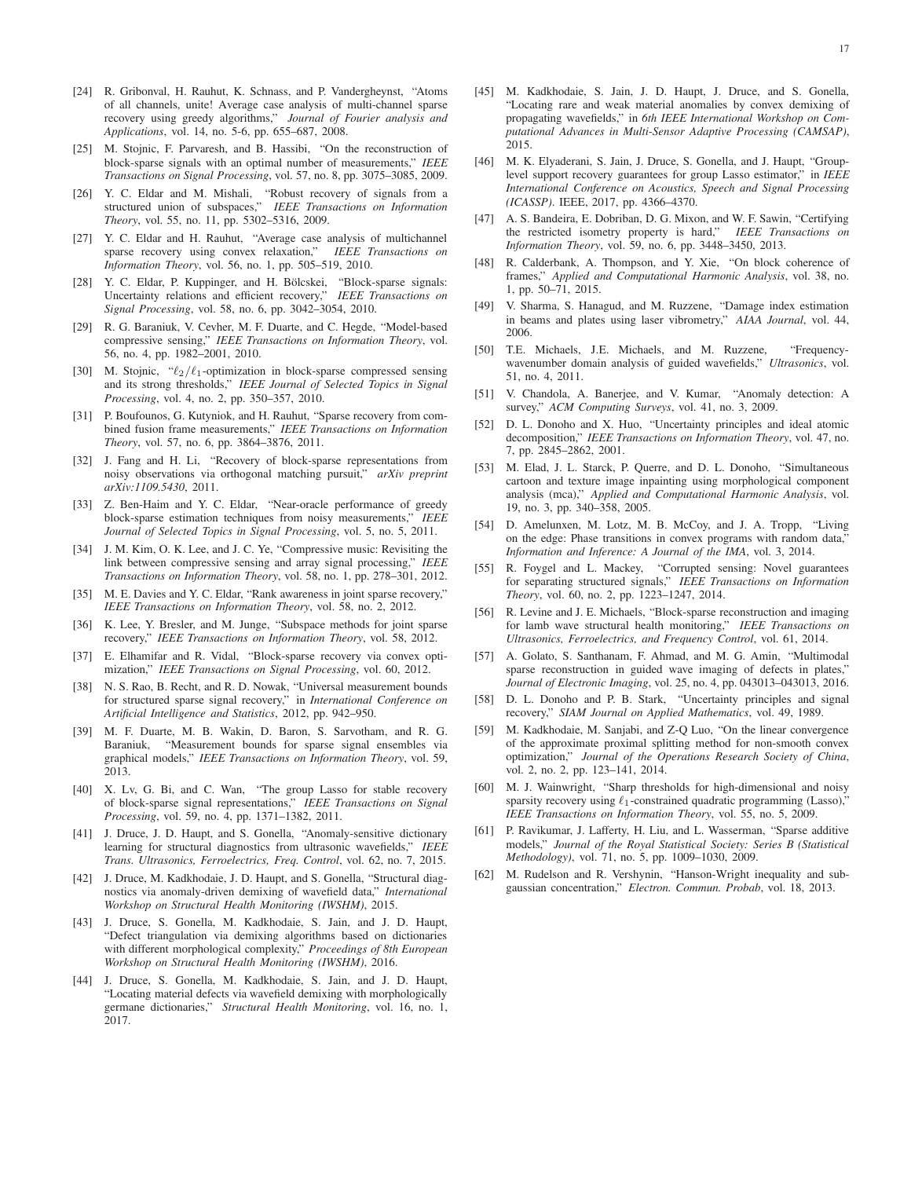[24] R. Gribonval, H. Rauhut, K. Schnass, and P. Vandergheynst, "Atoms of all channels, unite! Average case analysis of multi-channel sparse recovery using greedy algorithms," *Journal of Fourier analysis and Applications*, vol. 14, no. 5-6, pp. 655–687, 2008.

[25] M. Stojnic, F. Parvaresh, and B. Hassibi, "On the reconstruction of block-sparse signals with an optimal number of measurements," *IEEE Transactions on Signal Processing*, vol. 57, no. 8, pp. 3075–3085, 2009.

[26] Y. C. Eldar and M. Mishali, "Robust recovery of signals from a structured union of subspaces," *IEEE Transactions on Information Theory*, vol. 55, no. 11, pp. 5302–5316, 2009.

[27] Y. C. Eldar and H. Rauhut, "Average case analysis of multichannel sparse recovery using convex relaxation," *IEEE Transactions on Information Theory*, vol. 56, no. 1, pp. 505–519, 2010.

[28] Y. C. Eldar, P. Kuppinger, and H. Bölcskei, "Block-sparse signals: Uncertainty relations and efficient recovery," *IEEE Transactions on Signal Processing*, vol. 58, no. 6, pp. 3042–3054, 2010.

[29] R. G. Baraniuk, V. Cevher, M. F. Duarte, and C. Hegde, "Model-based compressive sensing," *IEEE Transactions on Information Theory*, vol. 56, no. 4, pp. 1982–2001, 2010.

[30] M. Stojnic, "$\ell_2/\ell_1$-optimization in block-sparse compressed sensing and its strong thresholds," *IEEE Journal of Selected Topics in Signal Processing*, vol. 4, no. 2, pp. 350–357, 2010.

[31] P. Boufounos, G. Kutyniok, and H. Rauhut, "Sparse recovery from combined fusion frame measurements," *IEEE Transactions on Information Theory*, vol. 57, no. 6, pp. 3864–3876, 2011.

[32] J. Fang and H. Li, "Recovery of block-sparse representations from noisy observations via orthogonal matching pursuit," *arXiv preprint arXiv:1109.5430*, 2011.

[33] Z. Ben-Haim and Y. C. Eldar, "Near-oracle performance of greedy block-sparse estimation techniques from noisy measurements," *IEEE Journal of Selected Topics in Signal Processing*, vol. 5, no. 5, 2011.

[34] J. M. Kim, O. K. Lee, and J. C. Ye, "Compressive music: Revisiting the link between compressive sensing and array signal processing," *IEEE Transactions on Information Theory*, vol. 58, no. 1, pp. 278–301, 2012.

[35] M. E. Davies and Y. C. Eldar, "Rank awareness in joint sparse recovery," *IEEE Transactions on Information Theory*, vol. 58, no. 2, 2012.

[36] K. Lee, Y. Bresler, and M. Junge, "Subspace methods for joint sparse recovery," *IEEE Transactions on Information Theory*, vol. 58, 2012.

[37] E. Elhamifar and R. Vidal, "Block-sparse recovery via convex optimization," *IEEE Transactions on Signal Processing*, vol. 60, 2012.

[38] N. S. Rao, B. Recht, and R. D. Nowak, "Universal measurement bounds for structured sparse signal recovery," in *International Conference on Artificial Intelligence and Statistics*, 2012, pp. 942–950.

[39] M. F. Duarte, M. B. Wakin, D. Baron, S. Sarvotham, and R. G. Baraniuk, "Measurement bounds for sparse signal ensembles via graphical models," *IEEE Transactions on Information Theory*, vol. 59, 2013.

[40] X. Lv, G. Bi, and C. Wan, "The group Lasso for stable recovery of block-sparse signal representations," *IEEE Transactions on Signal Processing*, vol. 59, no. 4, pp. 1371–1382, 2011.

[41] J. Druce, J. D. Haupt, and S. Gonella, "Anomaly-sensitive dictionary learning for structural diagnostics from ultrasonic wavefields," *IEEE Trans. Ultrasonics, Ferroelectrics, Freq. Control*, vol. 62, no. 7, 2015.

[42] J. Druce, M. Kadkhodaie, J. D. Haupt, and S. Gonella, "Structural diagnostics via anomaly-driven demixing of wavefield data," *International Workshop on Structural Health Monitoring (IWSHM)*, 2015.

[43] J. Druce, S. Gonella, M. Kadkhodaie, S. Jain, and J. D. Haupt, "Defect triangulation via demixing algorithms based on dictionaries with different morphological complexity," *Proceedings of 8th European Workshop on Structural Health Monitoring (IWSHM)*, 2016.

[44] J. Druce, S. Gonella, M. Kadkhodaie, S. Jain, and J. D. Haupt, "Locating material defects via wavefield demixing with morphologically germane dictionaries," *Structural Health Monitoring*, vol. 16, no. 1, 2017.

[45] M. Kadkhodaie, S. Jain, J. D. Haupt, J. Druce, and S. Gonella, "Locating rare and weak material anomalies by convex demixing of propagating wavefields," in *6th IEEE International Workshop on Computational Advances in Multi-Sensor Adaptive Processing (CAMSAP)*, 2015.

[46] M. K. Elyaderani, S. Jain, J. Druce, S. Gonella, and J. Haupt, "Group-level support recovery guarantees for group Lasso estimator," in *IEEE International Conference on Acoustics, Speech and Signal Processing (ICASSP)*. IEEE, 2017, pp. 4366–4370.

[47] A. S. Bandeira, E. Dobriban, D. G. Mixon, and W. F. Sawin, "Certifying the restricted isometry property is hard," *IEEE Transactions on Information Theory*, vol. 59, no. 6, pp. 3448–3450, 2013.

[48] R. Calderbank, A. Thompson, and Y. Xie, "On block coherence of frames," *Applied and Computational Harmonic Analysis*, vol. 38, no. 1, pp. 50–71, 2015.

[49] V. Sharma, S. Hanagud, and M. Ruzzene, "Damage index estimation in beams and plates using laser vibrometry," *AIAA Journal*, vol. 44, 2006.

[50] T.E. Michaels, J.E. Michaels, and M. Ruzzene, "Frequency-wavenumber domain analysis of guided wavefields," *Ultrasonics*, vol. 51, no. 4, 2011.

[51] V. Chandola, A. Banerjee, and V. Kumar, "Anomaly detection: A survey," *ACM Computing Surveys*, vol. 41, no. 3, 2009.

[52] D. L. Donoho and X. Huo, "Uncertainty principles and ideal atomic decomposition," *IEEE Transactions on Information Theory*, vol. 47, no. 7, pp. 2845–2862, 2001.

[53] M. Elad, J. L. Starck, P. Querre, and D. L. Donoho, "Simultaneous cartoon and texture image inpainting using morphological component analysis (mca)," *Applied and Computational Harmonic Analysis*, vol. 19, no. 3, pp. 340–358, 2005.

[54] D. Amelunxen, M. Lotz, M. B. McCoy, and J. A. Tropp, "Living on the edge: Phase transitions in convex programs with random data," *Information and Inference: A Journal of the IMA*, vol. 3, 2014.

[55] R. Foygel and L. Mackey, "Corrupted sensing: Novel guarantees for separating structured signals," *IEEE Transactions on Information Theory*, vol. 60, no. 2, pp. 1223–1247, 2014.

[56] R. Levine and J. E. Michaels, "Block-sparse reconstruction and imaging for lamb wave structural health monitoring," *IEEE Transactions on Ultrasonics, Ferroelectrics, and Frequency Control*, vol. 61, 2014.

[57] A. Golato, S. Santhanam, F. Ahmad, and M. G. Amin, "Multimodal sparse reconstruction in guided wave imaging of defects in plates," *Journal of Electronic Imaging*, vol. 25, no. 4, pp. 043013–043013, 2016.

[58] D. L. Donoho and P. B. Stark, "Uncertainty principles and signal recovery," *SIAM Journal on Applied Mathematics*, vol. 49, 1989.

[59] M. Kadkhodaie, M. Sanjabi, and Z-Q Luo, "On the linear convergence of the approximate proximal splitting method for non-smooth convex optimization," *Journal of the Operations Research Society of China*, vol. 2, no. 2, pp. 123–141, 2014.

[60] M. J. Wainwright, "Sharp thresholds for high-dimensional and noisy sparsity recovery using $\ell_1$-constrained quadratic programming (Lasso)," *IEEE Transactions on Information Theory*, vol. 55, no. 5, 2009.

[61] P. Ravikumar, J. Lafferty, H. Liu, and L. Wasserman, "Sparse additive models," *Journal of the Royal Statistical Society: Series B (Statistical Methodology)*, vol. 71, no. 5, pp. 1009–1030, 2009.

[62] M. Rudelson and R. Vershynin, "Hanson-Wright inequality and sub-gaussian concentration," *Electron. Commun. Probab*, vol. 18, 2013.